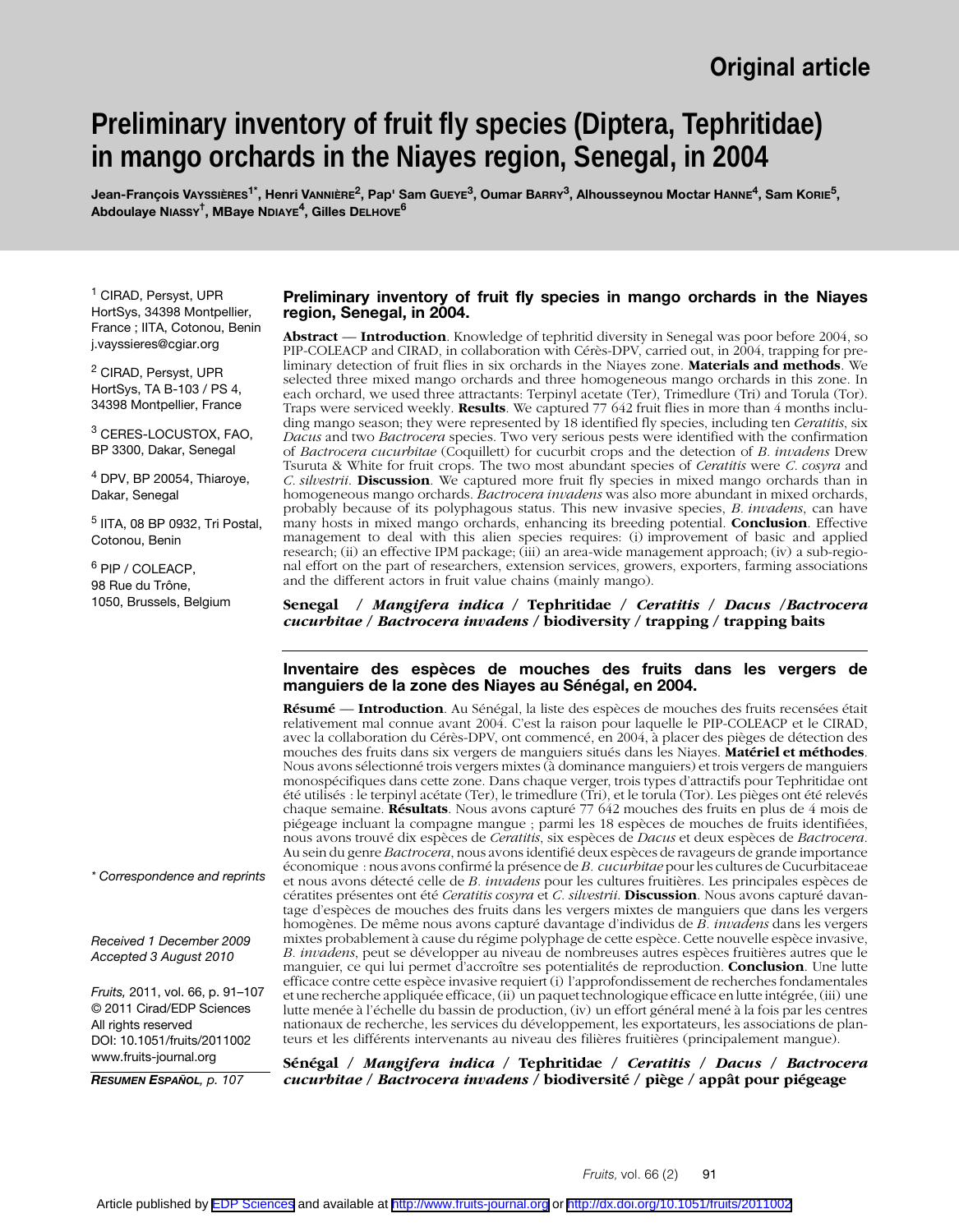Original article

# Preliminary inventory of fruit fly species (Diptera, Tephritidae) in mango orchards in the Niayes region, Senegal, in 2004

Jean-François Vayssières[1*], Henri Vannière[2], Pap' Sam Gueye[3], Oumar Barry[3], Alhousseynou Moctar Hanne[4], Sam Korie[5], Abdoulaye Niassy[†], MBaye Ndiaye[4], Gilles Delhove[6]

[1] CIRAD, Persyst, UPR HortSys, 34398 Montpellier, France ; IITA, Cotonou, Benin j.vayssieres@cgiar.org

[2] CIRAD, Persyst, UPR HortSys, TA B-103 / PS 4, 34398 Montpellier, France

[3] CERES-LOCUSTOX, FAO, BP 3300, Dakar, Senegal

[4] DPV, BP 20054, Thiaroye, Dakar, Senegal

[5] IITA, 08 BP 0932, Tri Postal, Cotonou, Benin

[6] PIP / COLEACP, 98 Rue du Trône, 1050, Brussels, Belgium

\* Correspondence and reprints

Received 1 December 2009
Accepted 3 August 2010

*Fruits,* 2011, vol. 66, p. 91–107
© 2011 Cirad/EDP Sciences
All rights reserved
DOI: 10.1051/fruits/2011002
www.fruits-journal.org

*Resumen Español, p. 107*

### Preliminary inventory of fruit fly species in mango orchards in the Niayes region, Senegal, in 2004.

**Abstract** — **Introduction**. Knowledge of tephritid diversity in Senegal was poor before 2004, so PIP-COLEACP and CIRAD, in collaboration with Cérès-DPV, carried out, in 2004, trapping for preliminary detection of fruit flies in six orchards in the Niayes zone. **Materials and methods**. We selected three mixed mango orchards and three homogeneous mango orchards in this zone. In each orchard, we used three attractants: Terpinyl acetate (Ter), Trimedlure (Tri) and Torula (Tor). Traps were serviced weekly. **Results**. We captured 77 642 fruit flies in more than 4 months including mango season; they were represented by 18 identified fly species, including ten *Ceratitis*, six *Dacus* and two *Bactrocera* species. Two very serious pests were identified with the confirmation of *Bactrocera cucurbitae* (Coquillett) for cucurbit crops and the detection of *B. invadens* Drew Tsuruta & White for fruit crops. The two most abundant species of *Ceratitis* were *C. cosyra* and *C. silvestrii*. **Discussion**. We captured more fruit fly species in mixed mango orchards than in homogeneous mango orchards. *Bactrocera invadens* was also more abundant in mixed orchards, probably because of its polyphagous status. This new invasive species, *B. invadens*, can have many hosts in mixed mango orchards, enhancing its breeding potential. **Conclusion**. Effective management to deal with this alien species requires: (i) improvement of basic and applied research; (ii) an effective IPM package; (iii) an area-wide management approach; (iv) a sub-regional effort on the part of researchers, extension services, growers, exporters, farming associations and the different actors in fruit value chains (mainly mango).

**Senegal / *Mangifera indica* / Tephritidae / *Ceratitis* / *Dacus* / *Bactrocera cucurbitae* / *Bactrocera invadens* / biodiversity / trapping / trapping baits**

### Inventaire des espèces de mouches des fruits dans les vergers de manguiers de la zone des Niayes au Sénégal, en 2004.

**Résumé** — **Introduction**. Au Sénégal, la liste des espèces de mouches des fruits recensées était relativement mal connue avant 2004. C'est la raison pour laquelle le PIP-COLEACP et le CIRAD, avec la collaboration du Cérès-DPV, ont commencé, en 2004, à placer des pièges de détection des mouches des fruits dans six vergers de manguiers situés dans les Niayes. **Matériel et méthodes**. Nous avons sélectionné trois vergers mixtes (à dominance manguiers) et trois vergers de manguiers monospécifiques dans cette zone. Dans chaque verger, trois types d'attractifs pour Tephritidae ont été utilisés : le terpinyl acétate (Ter), le trimedlure (Tri), et le torula (Tor). Les pièges ont été relevés chaque semaine. **Résultats**. Nous avons capturé 77 642 mouches des fruits en plus de 4 mois de piégeage incluant la compagne mangue ; parmi les 18 espèces de mouches de fruits identifiées, nous avons trouvé dix espèces de *Ceratitis*, six espèces de *Dacus* et deux espèces de *Bactrocera*. Au sein du genre *Bactrocera*, nous avons identifié deux espèces de ravageurs de grande importance économique : nous avons confirmé la présence de *B. cucurbitae* pour les cultures de Cucurbitaceae et nous avons détecté celle de *B. invadens* pour les cultures fruitières. Les principales espèces de cératites présentes ont été *Ceratitis cosyra* et *C. silvestrii*. **Discussion**. Nous avons capturé davantage d'espèces de mouches des fruits dans les vergers mixtes de manguiers que dans les vergers homogènes. De même nous avons capturé davantage d'individus de *B. invadens* dans les vergers mixtes probablement à cause du régime polyphage de cette espèce. Cette nouvelle espèce invasive, *B. invadens*, peut se développer au niveau de nombreuses autres espèces fruitières autres que le manguier, ce qui lui permet d'accroître ses potentialités de reproduction. **Conclusion**. Une lutte efficace contre cette espèce invasive requiert (i) l'approfondissement de recherches fondamentales et une recherche appliquée efficace, (ii) un paquet technologique efficace en lutte intégrée, (iii) une lutte menée à l'échelle du bassin de production, (iv) un effort général mené à la fois par les centres nationaux de recherche, les services du développement, les exportateurs, les associations de planteurs et les différents intervenants au niveau des filières fruitières (principalement mangue).

**Sénégal / *Mangifera indica* / Tephritidae / *Ceratitis* / *Dacus* / *Bactrocera cucurbitae* / *Bactrocera invadens* / biodiversité / piège / appât pour piégeage**

Article published by EDP Sciences and available at http://www.fruits-journal.org or http://dx.doi.org/10.1051/fruits/2011002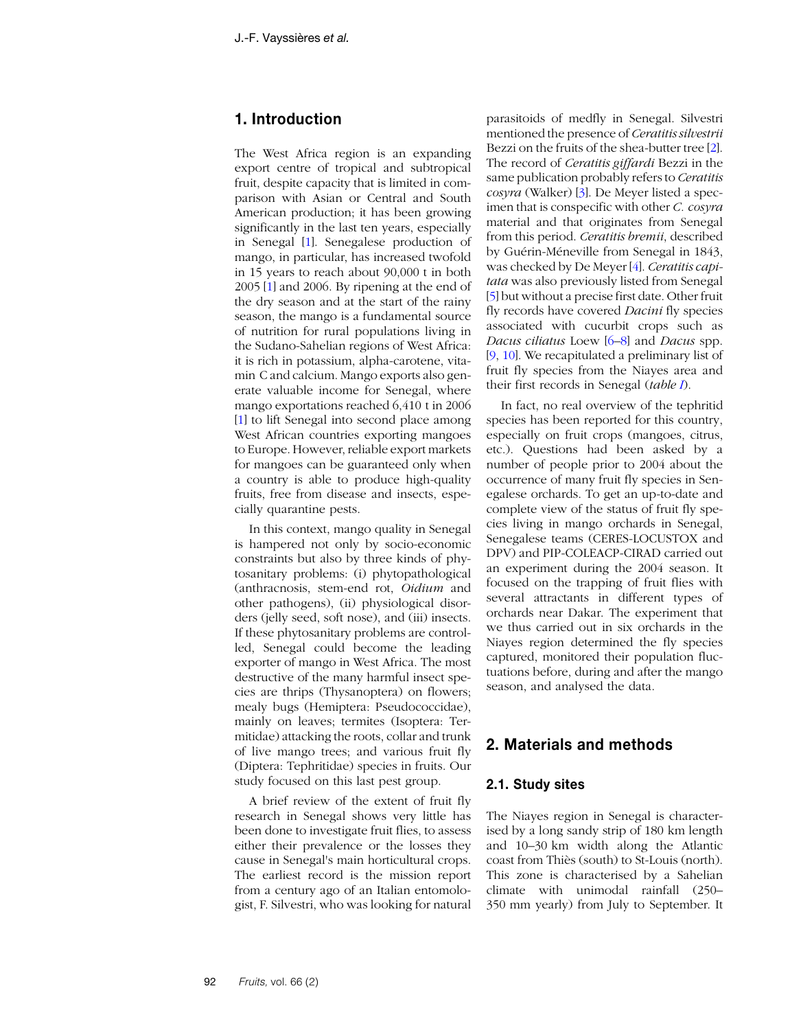## 1. Introduction

The West Africa region is an expanding export centre of tropical and subtropical fruit, despite capacity that is limited in comparison with Asian or Central and South American production; it has been growing significantly in the last ten years, especially in Senegal [1]. Senegalese production of mango, in particular, has increased twofold in 15 years to reach about 90,000 t in both 2005 [1] and 2006. By ripening at the end of the dry season and at the start of the rainy season, the mango is a fundamental source of nutrition for rural populations living in the Sudano-Sahelian regions of West Africa: it is rich in potassium, alpha-carotene, vitamin C and calcium. Mango exports also generate valuable income for Senegal, where mango exportations reached 6,410 t in 2006 [1] to lift Senegal into second place among West African countries exporting mangoes to Europe. However, reliable export markets for mangoes can be guaranteed only when a country is able to produce high-quality fruits, free from disease and insects, especially quarantine pests.

In this context, mango quality in Senegal is hampered not only by socio-economic constraints but also by three kinds of phytosanitary problems: (i) phytopathological (anthracnosis, stem-end rot, *Oidium* and other pathogens), (ii) physiological disorders (jelly seed, soft nose), and (iii) insects. If these phytosanitary problems are controlled, Senegal could become the leading exporter of mango in West Africa. The most destructive of the many harmful insect species are thrips (Thysanoptera) on flowers; mealy bugs (Hemiptera: Pseudococcidae), mainly on leaves; termites (Isoptera: Termitidae) attacking the roots, collar and trunk of live mango trees; and various fruit fly (Diptera: Tephritidae) species in fruits. Our study focused on this last pest group.

A brief review of the extent of fruit fly research in Senegal shows very little has been done to investigate fruit flies, to assess either their prevalence or the losses they cause in Senegal's main horticultural crops. The earliest record is the mission report from a century ago of an Italian entomologist, F. Silvestri, who was looking for natural parasitoids of medfly in Senegal. Silvestri mentioned the presence of *Ceratitis silvestrii* Bezzi on the fruits of the shea-butter tree [2]. The record of *Ceratitis giffardi* Bezzi in the same publication probably refers to *Ceratitis cosyra* (Walker) [3]. De Meyer listed a specimen that is conspecific with other *C. cosyra* material and that originates from Senegal from this period. *Ceratitis bremii*, described by Guérin-Méneville from Senegal in 1843, was checked by De Meyer [4]. *Ceratitis capitata* was also previously listed from Senegal [5] but without a precise first date. Other fruit fly records have covered *Dacini* fly species associated with cucurbit crops such as *Dacus ciliatus* Loew [6–8] and *Dacus* spp. [9, 10]. We recapitulated a preliminary list of fruit fly species from the Niayes area and their first records in Senegal (*table I*).

In fact, no real overview of the tephritid species has been reported for this country, especially on fruit crops (mangoes, citrus, etc.). Questions had been asked by a number of people prior to 2004 about the occurrence of many fruit fly species in Senegalese orchards. To get an up-to-date and complete view of the status of fruit fly species living in mango orchards in Senegal, Senegalese teams (CERES-LOCUSTOX and DPV) and PIP-COLEACP-CIRAD carried out an experiment during the 2004 season. It focused on the trapping of fruit flies with several attractants in different types of orchards near Dakar. The experiment that we thus carried out in six orchards in the Niayes region determined the fly species captured, monitored their population fluctuations before, during and after the mango season, and analysed the data.

## 2. Materials and methods

### 2.1. Study sites

The Niayes region in Senegal is characterised by a long sandy strip of 180 km length and 10–30 km width along the Atlantic coast from Thiès (south) to St-Louis (north). This zone is characterised by a Sahelian climate with unimodal rainfall (250–350 mm yearly) from July to September. It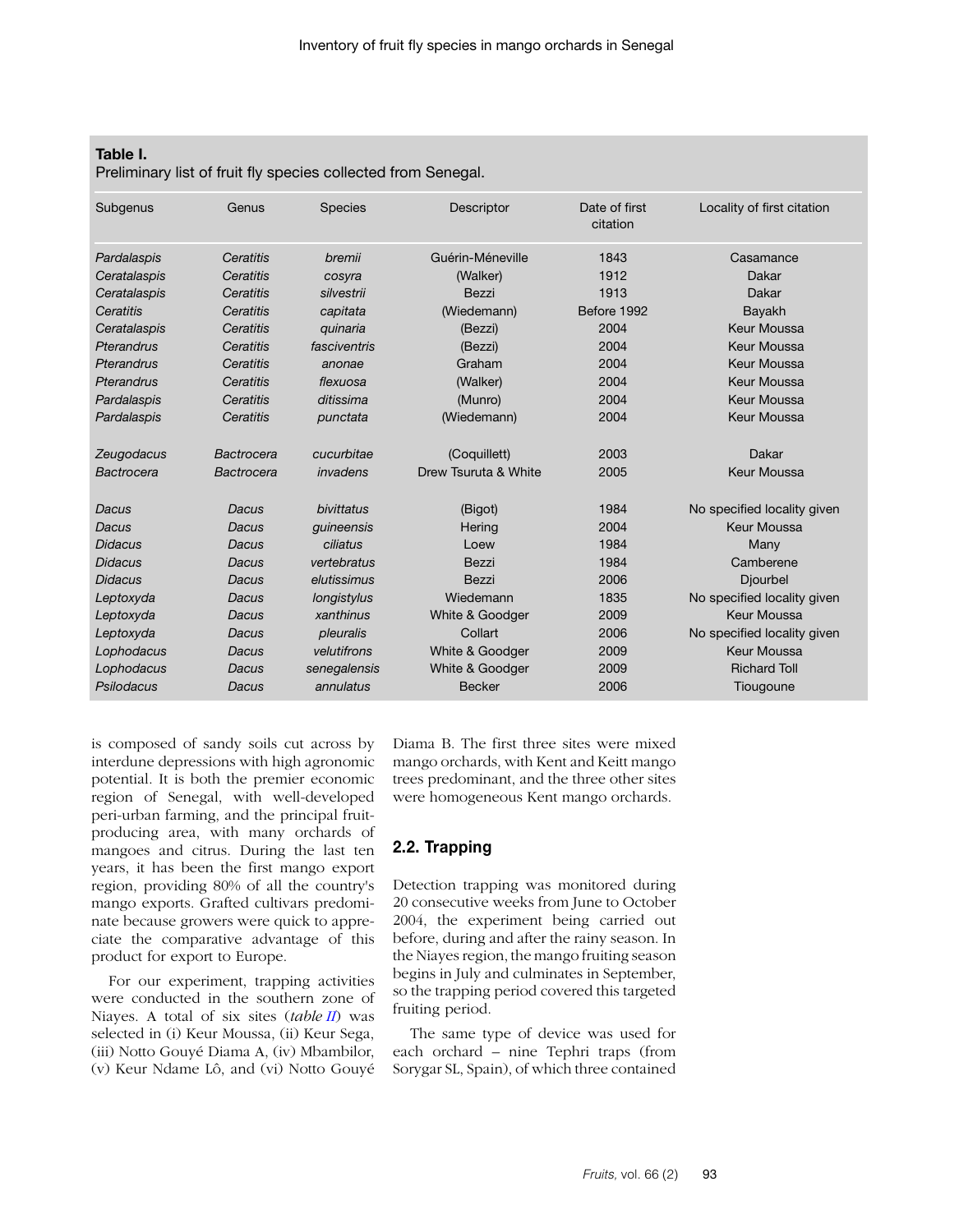**Table I.**
Preliminary list of fruit fly species collected from Senegal.

| Subgenus | Genus | Species | Descriptor | Date of first citation | Locality of first citation |
|---|---|---|---|---|---|
| *Pardalaspis* | *Ceratitis* | *bremii* | Guérin-Méneville | 1843 | Casamance |
| *Ceratalaspis* | *Ceratitis* | *cosyra* | (Walker) | 1912 | Dakar |
| *Ceratalaspis* | *Ceratitis* | *silvestrii* | Bezzi | 1913 | Dakar |
| *Ceratitis* | *Ceratitis* | *capitata* | (Wiedemann) | Before 1992 | Bayakh |
| *Ceratalaspis* | *Ceratitis* | *quinaria* | (Bezzi) | 2004 | Keur Moussa |
| *Pterandrus* | *Ceratitis* | *fasciventris* | (Bezzi) | 2004 | Keur Moussa |
| *Pterandrus* | *Ceratitis* | *anonae* | Graham | 2004 | Keur Moussa |
| *Pterandrus* | *Ceratitis* | *flexuosa* | (Walker) | 2004 | Keur Moussa |
| *Pardalaspis* | *Ceratitis* | *ditissima* | (Munro) | 2004 | Keur Moussa |
| *Pardalaspis* | *Ceratitis* | *punctata* | (Wiedemann) | 2004 | Keur Moussa |
| | | | | | |
| *Zeugodacus* | *Bactrocera* | *cucurbitae* | (Coquillett) | 2003 | Dakar |
| *Bactrocera* | *Bactrocera* | *invadens* | Drew Tsuruta & White | 2005 | Keur Moussa |
| | | | | | |
| *Dacus* | *Dacus* | *bivittatus* | (Bigot) | 1984 | No specified locality given |
| *Dacus* | *Dacus* | *guineensis* | Hering | 2004 | Keur Moussa |
| *Didacus* | *Dacus* | *ciliatus* | Loew | 1984 | Many |
| *Didacus* | *Dacus* | *vertebratus* | Bezzi | 1984 | Camberene |
| *Didacus* | *Dacus* | *elutissimus* | Bezzi | 2006 | Djourbel |
| *Leptoxyda* | *Dacus* | *longistylus* | Wiedemann | 1835 | No specified locality given |
| *Leptoxyda* | *Dacus* | *xanthinus* | White & Goodger | 2009 | Keur Moussa |
| *Leptoxyda* | *Dacus* | *pleuralis* | Collart | 2006 | No specified locality given |
| *Lophodacus* | *Dacus* | *velutifrons* | White & Goodger | 2009 | Keur Moussa |
| *Lophodacus* | *Dacus* | *senegalensis* | White & Goodger | 2009 | Richard Toll |
| *Psilodacus* | *Dacus* | *annulatus* | Becker | 2006 | Tiougoune |

is composed of sandy soils cut across by interdune depressions with high agronomic potential. It is both the premier economic region of Senegal, with well-developed peri-urban farming, and the principal fruit-producing area, with many orchards of mangoes and citrus. During the last ten years, it has been the first mango export region, providing 80% of all the country's mango exports. Grafted cultivars predominate because growers were quick to appreciate the comparative advantage of this product for export to Europe.

For our experiment, trapping activities were conducted in the southern zone of Niayes. A total of six sites (*table II*) was selected in (i) Keur Moussa, (ii) Keur Sega, (iii) Notto Gouyé Diama A, (iv) Mbambilor, (v) Keur Ndame Lô, and (vi) Notto Gouyé Diama B. The first three sites were mixed mango orchards, with Kent and Keitt mango trees predominant, and the three other sites were homogeneous Kent mango orchards.

## 2.2. Trapping

Detection trapping was monitored during 20 consecutive weeks from June to October 2004, the experiment being carried out before, during and after the rainy season. In the Niayes region, the mango fruiting season begins in July and culminates in September, so the trapping period covered this targeted fruiting period.

The same type of device was used for each orchard – nine Tephri traps (from Sorygar SL, Spain), of which three contained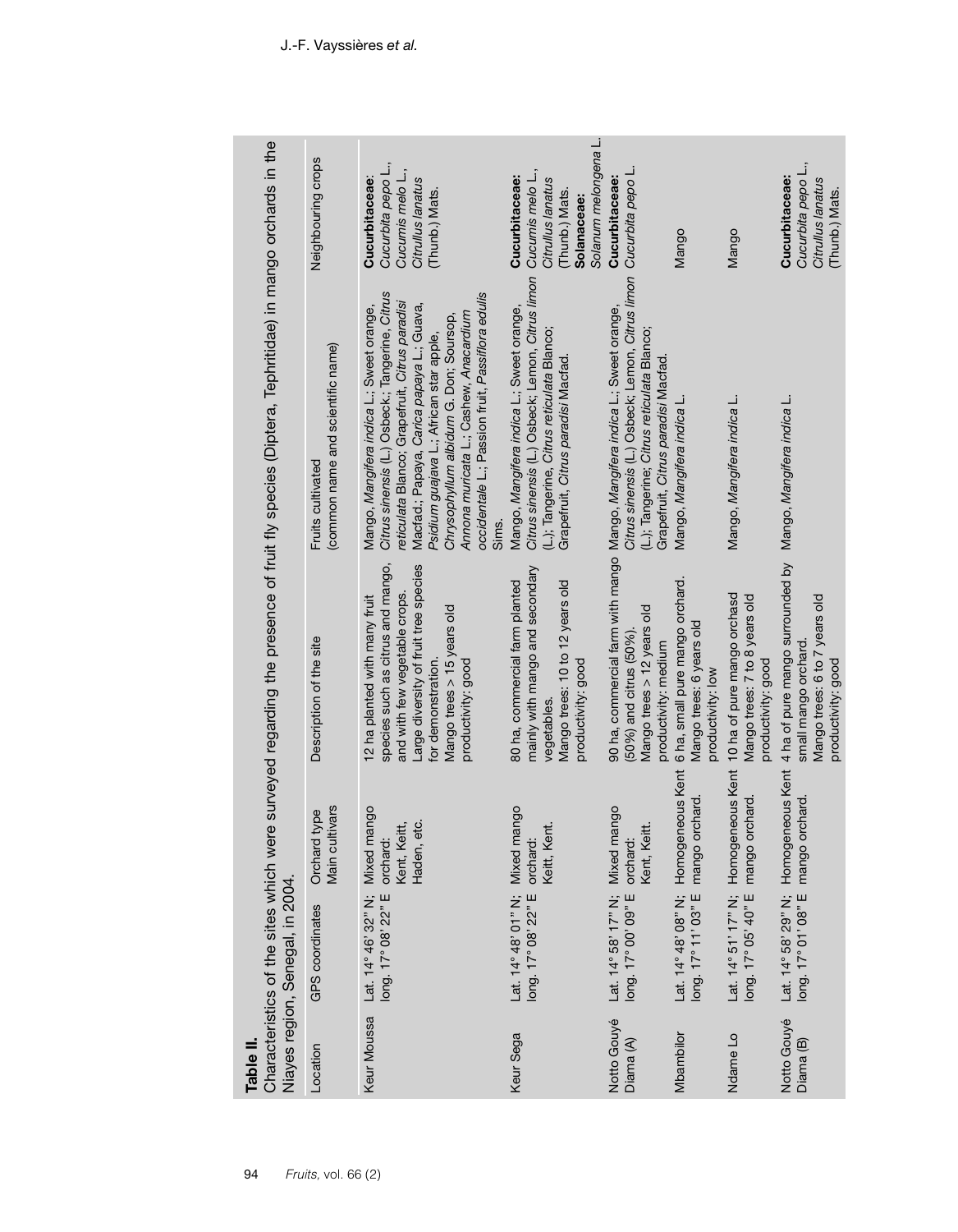**Table II.**
Characteristics of the sites which were surveyed regarding the presence of fruit fly species (Diptera, Tephritidae) in mango orchards in the Niayes region, Senegal, in 2004.

| Location | GPS coordinates | Orchard type Main cultivars | Description of the site | Fruits cultivated (common name and scientific name) | Neighbouring crops |
|---|---|---|---|---|---|
| Keur Moussa | Lat. 14° 46' 32" N; long. 17° 08' 22" E | Mixed mango orchard: Kent, Keitt, Haden, etc. | 12 ha planted with many fruit species such as citrus and mango, and with few vegetable crops. Large diversity of fruit tree species for demonstration. Mango trees > 15 years old productivity: good | Mango, *Mangifera indica* L.; Sweet orange, *Citrus sinensis* (L.) Osbeck; Tangerine, *Citrus reticulata* Blanco; Grapefruit, *Citrus paradisi* Macfad.; Papaya, *Carica papaya* L.; Guava, *Psidium guajava* L.; African star apple, *Chrysophyllum albidum* G. Don; Soursop, *Annona muricata* L.; Cashew, *Anacardium occidentale* L.; Passion fruit, *Passiflora edulis* Sims. | **Cucurbitaceae**: *Cucurbita pepo* L., *Cucumis melo* L., *Citrullus lanatus* (Thunb.) Mats. |
| Keur Sega | Lat. 14° 48' 01" N; long. 17° 08' 22" E | Mixed mango orchard: Keitt, Kent. | 80 ha, commercial farm planted mainly with mango and secondary vegetables. Mango trees: 10 to 12 years old productivity: good | Mango, *Mangifera indica* L.; Sweet orange, *Citrus sinensis* (L.) Osbeck; Lemon, *Citrus limon* (L.); Tangerine, *Citrus reticulata* Blanco; Grapefruit, *Citrus paradisi* Macfad. | **Cucurbitaceae:** *Cucumis melo* L., *Citrullus lanatus* (Thunb.) Mats. **Solanaceae:** *Solanum melongena* L. |
| Notto Gouyé Diama (A) | Lat. 14° 58' 17" N; long. 17° 00' 09" E | Mixed mango orchard: Kent, Keitt. | 90 ha, commercial farm with mango (50%) and citrus (50%). Mango trees > 12 years old productivity: medium | Mango, *Mangifera indica* L.; Sweet orange, *Citrus sinensis* (L.) Osbeck; Lemon, *Citrus limon* (L.); Tangerine; *Citrus reticulata* Blanco; Grapefruit, *Citrus paradisi* Macfad. | **Cucurbitaceae:** *Cucurbita pepo* L. |
| Mbambilor | Lat. 14° 48' 08" N; long. 17° 11' 03" E | Homogeneous Kent mango orchard. | 6 ha, small pure mango orchard. Mango trees: 6 years old productivity: low | Mango, *Mangifera indica* L. | Mango |
| Ndame Lo | Lat. 14° 51' 17" N; long. 17° 05' 40" E | Homogeneous Kent mango orchard. | 10 ha of pure mango orchasd Mango trees: 7 to 8 years old productivity: good | Mango, *Mangifera indica* L. | Mango |
| Notto Gouyé Diama (B) | Lat. 14° 58' 29" N; long. 17° 01' 08" E | Homogeneous Kent mango orchard. | 4 ha of pure mango surrounded by small mango orchard. Mango trees: 6 to 7 years old productivity: good | Mango, *Mangifera indica* L. | **Cucurbitaceae:** *Cucurbita pepo* L., *Citrullus lanatus* (Thunb.) Mats. |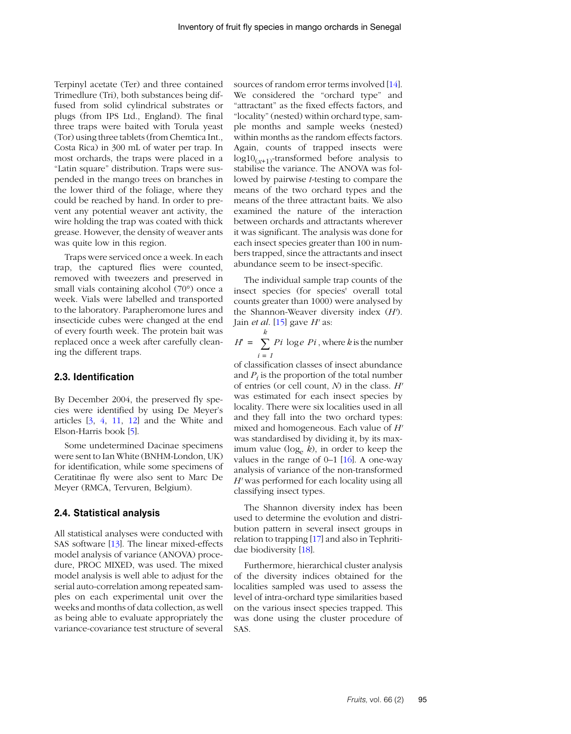Terpinyl acetate (Ter) and three contained Trimedlure (Tri), both substances being diffused from solid cylindrical substrates or plugs (from IPS Ltd., England). The final three traps were baited with Torula yeast (Tor) using three tablets (from Chemtica Int., Costa Rica) in 300 mL of water per trap. In most orchards, the traps were placed in a "Latin square" distribution. Traps were suspended in the mango trees on branches in the lower third of the foliage, where they could be reached by hand. In order to prevent any potential weaver ant activity, the wire holding the trap was coated with thick grease. However, the density of weaver ants was quite low in this region.

Traps were serviced once a week. In each trap, the captured flies were counted, removed with tweezers and preserved in small vials containing alcohol (70°) once a week. Vials were labelled and transported to the laboratory. Parapheromone lures and insecticide cubes were changed at the end of every fourth week. The protein bait was replaced once a week after carefully cleaning the different traps.

## 2.3. Identification

By December 2004, the preserved fly species were identified by using De Meyer's articles [3, 4, 11, 12] and the White and Elson-Harris book [5].

Some undetermined Dacinae specimens were sent to Ian White (BNHM-London, UK) for identification, while some specimens of Ceratitinae fly were also sent to Marc De Meyer (RMCA, Tervuren, Belgium).

## 2.4. Statistical analysis

All statistical analyses were conducted with SAS software [13]. The linear mixed-effects model analysis of variance (ANOVA) procedure, PROC MIXED, was used. The mixed model analysis is well able to adjust for the serial auto-correlation among repeated samples on each experimental unit over the weeks and months of data collection, as well as being able to evaluate appropriately the variance-covariance test structure of several sources of random error terms involved [14]. We considered the "orchard type" and "attractant" as the fixed effects factors, and "locality" (nested) within orchard type, sample months and sample weeks (nested) within months as the random effects factors. Again, counts of trapped insects were $\log10_{(x+1)}$-transformed before analysis to stabilise the variance. The ANOVA was followed by pairwise *t*-testing to compare the means of the two orchard types and the means of the three attractant baits. We also examined the nature of the interaction between orchards and attractants wherever it was significant. The analysis was done for each insect species greater than 100 in numbers trapped, since the attractants and insect abundance seem to be insect-specific.

The individual sample trap counts of the insect species (for species' overall total counts greater than 1000) were analysed by the Shannon-Weaver diversity index ($H'$). Jain *et al.* [15] gave $H'$ as:

$$H' = \sum_{i=1}^{k} Pi \; \log e \; Pi$$, where $k$ is the number of classification classes of insect abundance and $P_i$ is the proportion of the total number of entries (or cell count, $N$) in the class. $H'$ was estimated for each insect species by locality. There were six localities used in all and they fall into the two orchard types: mixed and homogeneous. Each value of $H'$ was standardised by dividing it, by its maximum value ($\log_e k$), in order to keep the values in the range of 0–1 [16]. A one-way analysis of variance of the non-transformed $H'$ was performed for each locality using all classifying insect types.

The Shannon diversity index has been used to determine the evolution and distribution pattern in several insect groups in relation to trapping [17] and also in Tephritidae biodiversity [18].

Furthermore, hierarchical cluster analysis of the diversity indices obtained for the localities sampled was used to assess the level of intra-orchard type similarities based on the various insect species trapped. This was done using the cluster procedure of SAS.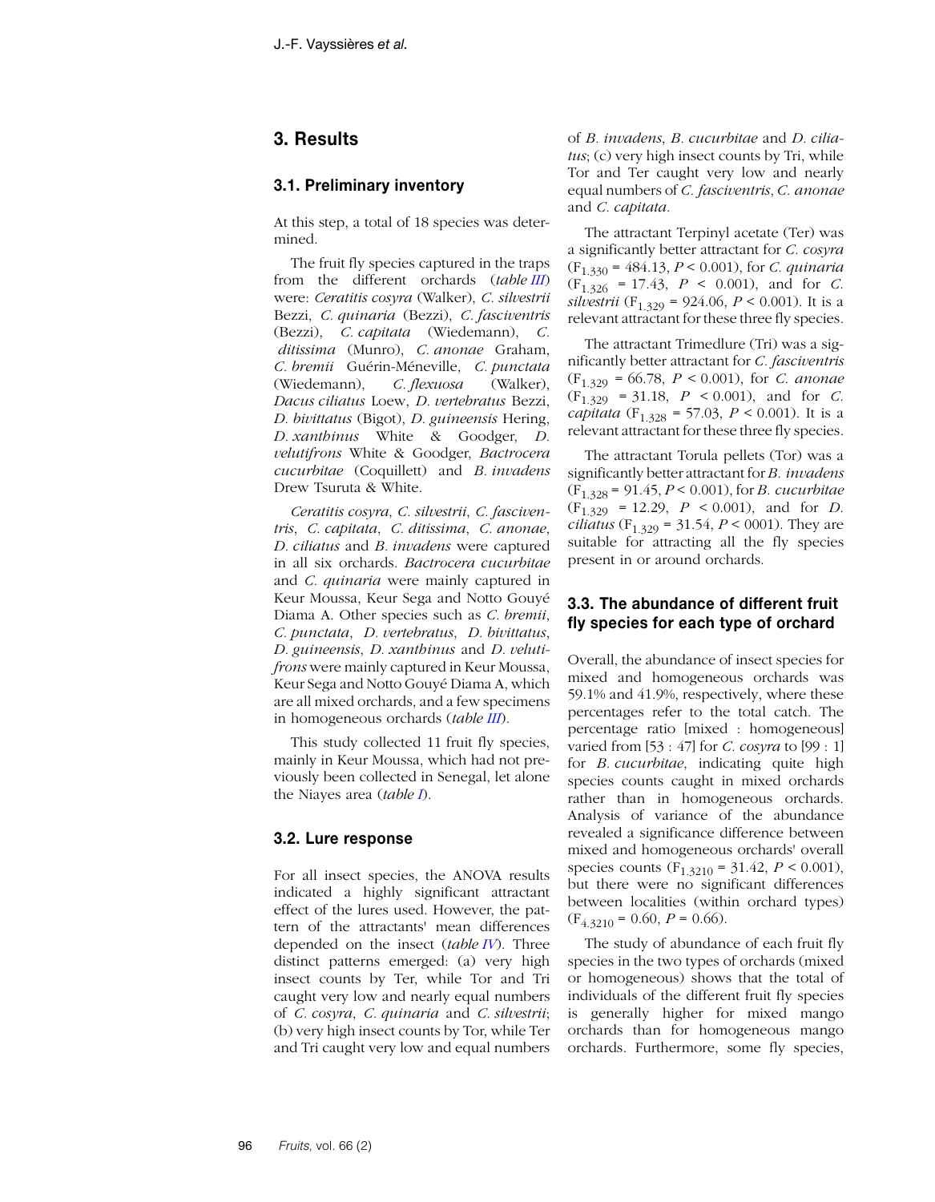## 3. Results

### 3.1. Preliminary inventory

At this step, a total of 18 species was determined.

The fruit fly species captured in the traps from the different orchards (*table III*) were: *Ceratitis cosyra* (Walker), *C. silvestrii* Bezzi, *C. quinaria* (Bezzi), *C. fasciventris* (Bezzi), *C. capitata* (Wiedemann), *C. ditissima* (Munro), *C. anonae* Graham, *C. bremii* Guérin-Méneville, *C. punctata* (Wiedemann), *C. flexuosa* (Walker), *Dacus ciliatus* Loew, *D. vertebratus* Bezzi, *D. bivittatus* (Bigot), *D. guineensis* Hering, *D. xanthinus* White & Goodger, *D. velutifrons* White & Goodger, *Bactrocera cucurbitae* (Coquillett) and *B. invadens* Drew Tsuruta & White.

*Ceratitis cosyra*, *C. silvestrii*, *C. fasciventris*, *C. capitata*, *C. ditissima*, *C. anonae*, *D. ciliatus* and *B. invadens* were captured in all six orchards. *Bactrocera cucurbitae* and *C. quinaria* were mainly captured in Keur Moussa, Keur Sega and Notto Gouyé Diama A. Other species such as *C. bremii*, *C. punctata*, *D. vertebratus*, *D. bivittatus*, *D. guineensis*, *D. xanthinus* and *D. velutifrons* were mainly captured in Keur Moussa, Keur Sega and Notto Gouyé Diama A, which are all mixed orchards, and a few specimens in homogeneous orchards (*table III*).

This study collected 11 fruit fly species, mainly in Keur Moussa, which had not previously been collected in Senegal, let alone the Niayes area (*table I*).

### 3.2. Lure response

For all insect species, the ANOVA results indicated a highly significant attractant effect of the lures used. However, the pattern of the attractants' mean differences depended on the insect (*table IV*). Three distinct patterns emerged: (a) very high insect counts by Ter, while Tor and Tri caught very low and nearly equal numbers of *C. cosyra*, *C. quinaria* and *C. silvestrii*; (b) very high insect counts by Tor, while Ter and Tri caught very low and equal numbers of *B. invadens*, *B. cucurbitae* and *D. ciliatus*; (c) very high insect counts by Tri, while Tor and Ter caught very low and nearly equal numbers of *C. fasciventris*, *C. anonae* and *C. capitata*.

The attractant Terpinyl acetate (Ter) was a significantly better attractant for *C. cosyra* ($F_{1,330}$ = 484.13, $P < 0.001$), for *C. quinaria* ($F_{1,326}$ = 17.43, $P < 0.001$), and for *C. silvestrii* ($F_{1,329}$ = 924.06, $P < 0.001$). It is a relevant attractant for these three fly species.

The attractant Trimedlure (Tri) was a significantly better attractant for *C. fasciventris* ($F_{1,329}$ = 66.78, $P < 0.001$), for *C. anonae* ($F_{1,329}$ = 31.18, $P < 0.001$), and for *C. capitata* ($F_{1,328}$ = 57.03, $P < 0.001$). It is a relevant attractant for these three fly species.

The attractant Torula pellets (Tor) was a significantly better attractant for *B. invadens* ($F_{1,328}$ = 91.45, $P < 0.001$), for *B. cucurbitae* ($F_{1,329}$ = 12.29, $P < 0.001$), and for *D. ciliatus* ($F_{1,329}$ = 31.54, $P < 0001$). They are suitable for attracting all the fly species present in or around orchards.

### 3.3. The abundance of different fruit fly species for each type of orchard

Overall, the abundance of insect species for mixed and homogeneous orchards was 59.1% and 41.9%, respectively, where these percentages refer to the total catch. The percentage ratio [mixed : homogeneous] varied from [53 : 47] for *C. cosyra* to [99 : 1] for *B. cucurbitae*, indicating quite high species counts caught in mixed orchards rather than in homogeneous orchards. Analysis of variance of the abundance revealed a significance difference between mixed and homogeneous orchards' overall species counts ($F_{1,3210}$ = 31.42, $P < 0.001$), but there were no significant differences between localities (within orchard types) ($F_{4,3210}$ = 0.60, $P$ = 0.66).

The study of abundance of each fruit fly species in the two types of orchards (mixed or homogeneous) shows that the total of individuals of the different fruit fly species is generally higher for mixed mango orchards than for homogeneous mango orchards. Furthermore, some fly species,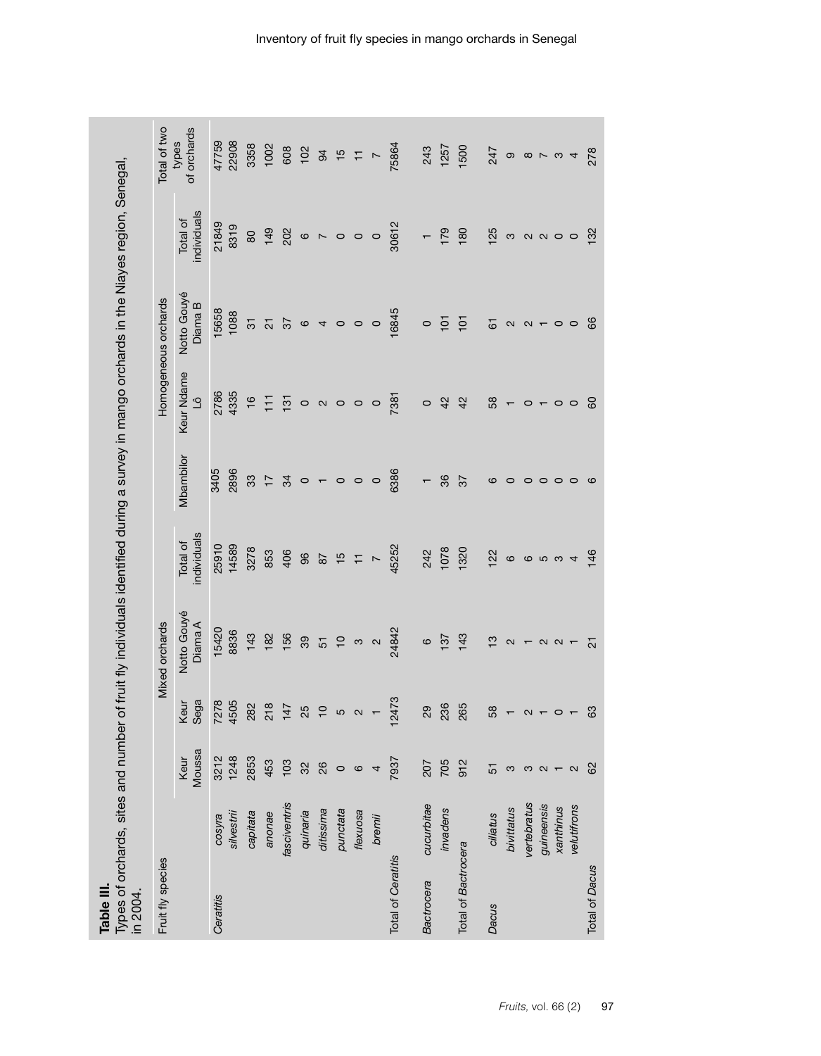**Table III.**
Types of orchards, sites and number of fruit fly individuals identified during a survey in mango orchards in the Niayes region, Senegal, in 2004.

| Fruit fly species | | Mixed orchards | | | | Homogeneous orchards | | | | Total of two types of orchards |
|---|---|---|---|---|---|---|---|---|---|---|
| | | Keur Moussa | Keur Sega | Notto Gouyé Diama A | Total of individuals | Mbambilor | Keur Ndame Lô | Notto Gouyé Diama B | Total of individuals | |
| *Ceratitis* | *cosyra* | 3212 | 7278 | 15420 | 25910 | 3405 | 2786 | 15658 | 21849 | 47759 |
| | *silvestrii* | 1248 | 4505 | 8836 | 14589 | 2896 | 4335 | 1088 | 8319 | 22908 |
| | *capitata* | 2853 | 282 | 143 | 3278 | 33 | 16 | 31 | 80 | 3358 |
| | *anonae* | 453 | 218 | 182 | 853 | 17 | 111 | 21 | 149 | 1002 |
| | *fasciventris* | 103 | 147 | 156 | 406 | 34 | 131 | 37 | 202 | 608 |
| | *quinaria* | 32 | 25 | 39 | 96 | 0 | 0 | 6 | 6 | 102 |
| | *ditissima* | 26 | 10 | 51 | 87 | 1 | 2 | 4 | 7 | 94 |
| | *punctata* | 0 | 5 | 10 | 15 | 0 | 0 | 0 | 0 | 15 |
| | *flexuosa* | 6 | 2 | 3 | 11 | 0 | 0 | 0 | 0 | 11 |
| | *bremii* | 4 | 1 | 2 | 7 | 0 | 0 | 0 | 0 | 7 |
| Total of *Ceratitis* | | 7937 | 12473 | 24842 | 45252 | 6386 | 7381 | 16845 | 30612 | 75864 |
| *Bactrocera* | *cucurbitae* | 207 | 29 | 6 | 242 | 1 | 0 | 0 | 1 | 243 |
| | *invadens* | 705 | 236 | 137 | 1078 | 36 | 42 | 101 | 179 | 1257 |
| Total of *Bactrocera* | | 912 | 265 | 143 | 1320 | 37 | 42 | 101 | 180 | 1500 |
| *Dacus* | *ciliatus* | 51 | 58 | 13 | 122 | 6 | 58 | 61 | 125 | 247 |
| | *bivittatus* | 3 | 1 | 2 | 6 | 0 | 1 | 2 | 3 | 9 |
| | *vertebratus* | 3 | 2 | 1 | 6 | 0 | 0 | 2 | 2 | 8 |
| | *guineensis* | 2 | 1 | 2 | 5 | 0 | 1 | 1 | 2 | 7 |
| | *xanthinus* | 1 | 0 | 2 | 3 | 0 | 0 | 0 | 0 | 3 |
| | *velutifrons* | 2 | 1 | 1 | 4 | 0 | 0 | 0 | 0 | 4 |
| Total of *Dacus* | | 62 | 63 | 21 | 146 | 6 | 60 | 66 | 132 | 278 |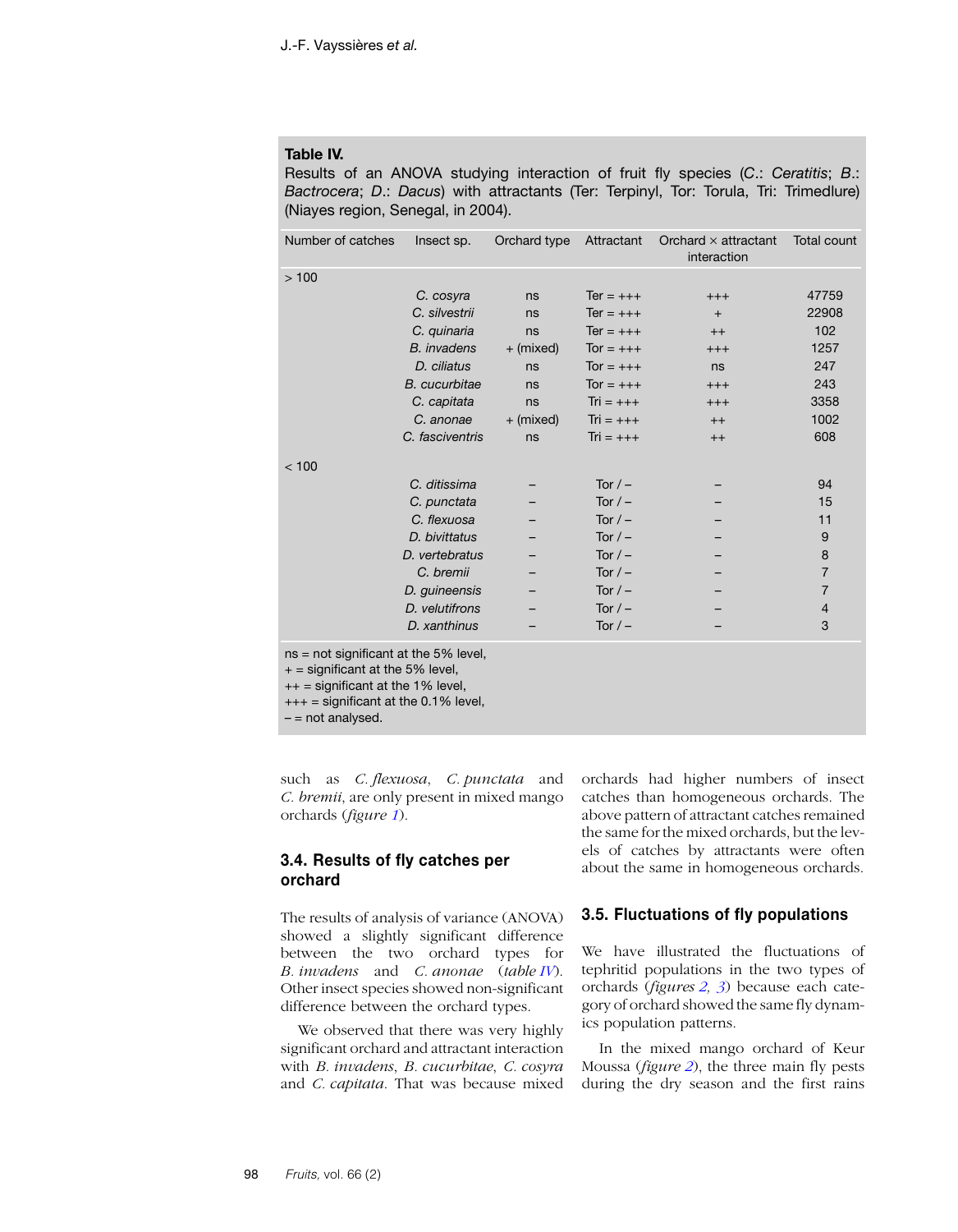**Table IV.**
Results of an ANOVA studying interaction of fruit fly species (*C.*: *Ceratitis*; *B.*: *Bactrocera*; *D.*: *Dacus*) with attractants (Ter: Terpinyl, Tor: Torula, Tri: Trimedlure) (Niayes region, Senegal, in 2004).

| Number of catches | Insect sp. | Orchard type | Attractant | Orchard × attractant interaction | Total count |
|---|---|---|---|---|---|
| > 100 | | | | | |
| | *C. cosyra* | ns | Ter = +++ | +++ | 47759 |
| | *C. silvestrii* | ns | Ter = +++ | + | 22908 |
| | *C. quinaria* | ns | Ter = +++ | ++ | 102 |
| | *B. invadens* | + (mixed) | Tor = +++ | +++ | 1257 |
| | *D. ciliatus* | ns | Tor = +++ | ns | 247 |
| | *B. cucurbitae* | ns | Tor = +++ | +++ | 243 |
| | *C. capitata* | ns | Tri = +++ | +++ | 3358 |
| | *C. anonae* | + (mixed) | Tri = +++ | ++ | 1002 |
| | *C. fasciventris* | ns | Tri = +++ | ++ | 608 |
| < 100 | | | | | |
| | *C. ditissima* | – | Tor / – | – | 94 |
| | *C. punctata* | – | Tor / – | – | 15 |
| | *C. flexuosa* | – | Tor / – | – | 11 |
| | *D. bivittatus* | – | Tor / – | – | 9 |
| | *D. vertebratus* | – | Tor / – | – | 8 |
| | *C. bremii* | – | Tor / – | – | 7 |
| | *D. guineensis* | – | Tor / – | – | 7 |
| | *D. velutifrons* | – | Tor / – | – | 4 |
| | *D. xanthinus* | – | Tor / – | – | 3 |

ns = not significant at the 5% level,
+ = significant at the 5% level,
++ = significant at the 1% level,
+++ = significant at the 0.1% level,
– = not analysed.

such as *C. flexuosa*, *C. punctata* and *C. bremii*, are only present in mixed mango orchards (*figure 1*).

### 3.4. Results of fly catches per orchard

The results of analysis of variance (ANOVA) showed a slightly significant difference between the two orchard types for *B. invadens* and *C. anonae* (*table IV*). Other insect species showed non-significant difference between the orchard types.

We observed that there was very highly significant orchard and attractant interaction with *B. invadens*, *B. cucurbitae*, *C. cosyra* and *C. capitata*. That was because mixed orchards had higher numbers of insect catches than homogeneous orchards. The above pattern of attractant catches remained the same for the mixed orchards, but the levels of catches by attractants were often about the same in homogeneous orchards.

### 3.5. Fluctuations of fly populations

We have illustrated the fluctuations of tephritid populations in the two types of orchards (*figures 2, 3*) because each category of orchard showed the same fly dynamics population patterns.

In the mixed mango orchard of Keur Moussa (*figure 2*), the three main fly pests during the dry season and the first rains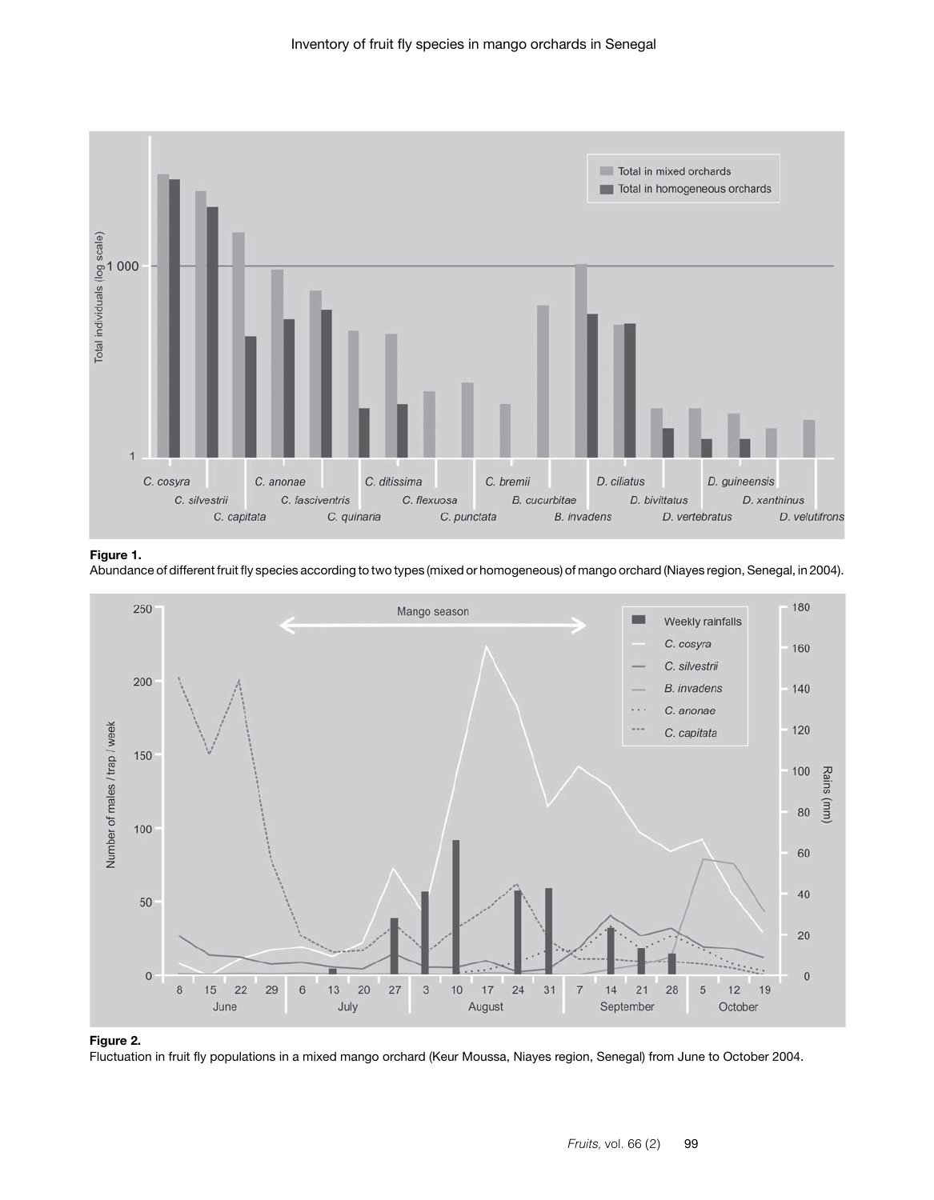**Figure 1.**
Abundance of different fruit fly species according to two types (mixed or homogeneous) of mango orchard (Niayes region, Senegal, in 2004).

**Figure 2.**
Fluctuation in fruit fly populations in a mixed mango orchard (Keur Moussa, Niayes region, Senegal) from June to October 2004.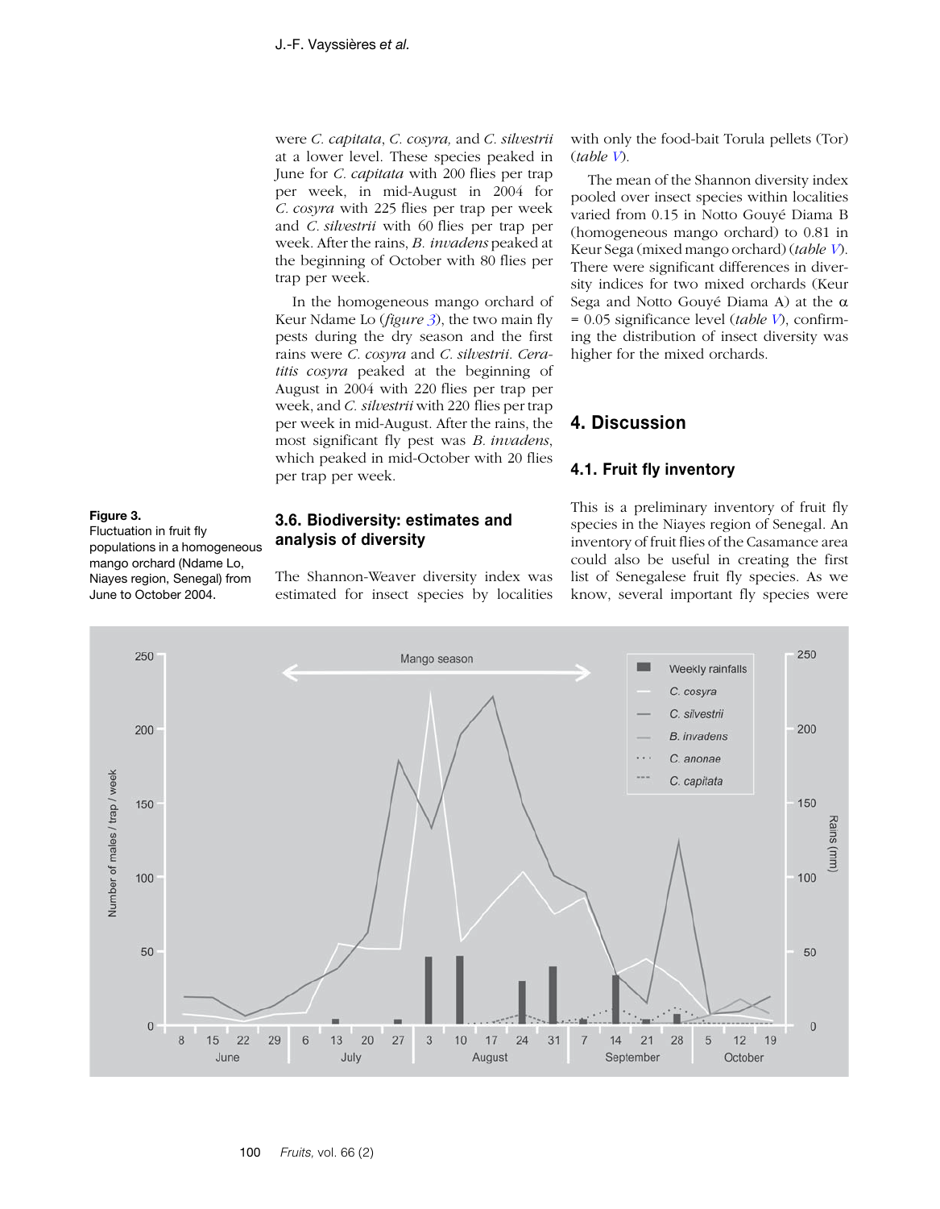were *C. capitata*, *C. cosyra,* and *C. silvestrii* at a lower level. These species peaked in June for *C. capitata* with 200 flies per trap per week, in mid-August in 2004 for *C. cosyra* with 225 flies per trap per week and *C. silvestrii* with 60 flies per trap per week. After the rains, *B. invadens* peaked at the beginning of October with 80 flies per trap per week.

In the homogeneous mango orchard of Keur Ndame Lo (*figure 3*), the two main fly pests during the dry season and the first rains were *C. cosyra* and *C. silvestrii*. *Ceratitis cosyra* peaked at the beginning of August in 2004 with 220 flies per trap per week, and *C. silvestrii* with 220 flies per trap per week in mid-August. After the rains, the most significant fly pest was *B. invadens*, which peaked in mid-October with 20 flies per trap per week.

### 3.6. Biodiversity: estimates and analysis of diversity

The Shannon-Weaver diversity index was estimated for insect species by localities with only the food-bait Torula pellets (Tor) (*table V*).

The mean of the Shannon diversity index pooled over insect species within localities varied from 0.15 in Notto Gouyé Diama B (homogeneous mango orchard) to 0.81 in Keur Sega (mixed mango orchard) (*table V*). There were significant differences in diversity indices for two mixed orchards (Keur Sega and Notto Gouyé Diama A) at the $\alpha = 0.05$ significance level (*table V*), confirming the distribution of insect diversity was higher for the mixed orchards.

## 4. Discussion

### 4.1. Fruit fly inventory

This is a preliminary inventory of fruit fly species in the Niayes region of Senegal. An inventory of fruit flies of the Casamance area could also be useful in creating the first list of Senegalese fruit fly species. As we know, several important fly species were

**Figure 3.**
Fluctuation in fruit fly populations in a homogeneous mango orchard (Ndame Lo, Niayes region, Senegal) from June to October 2004.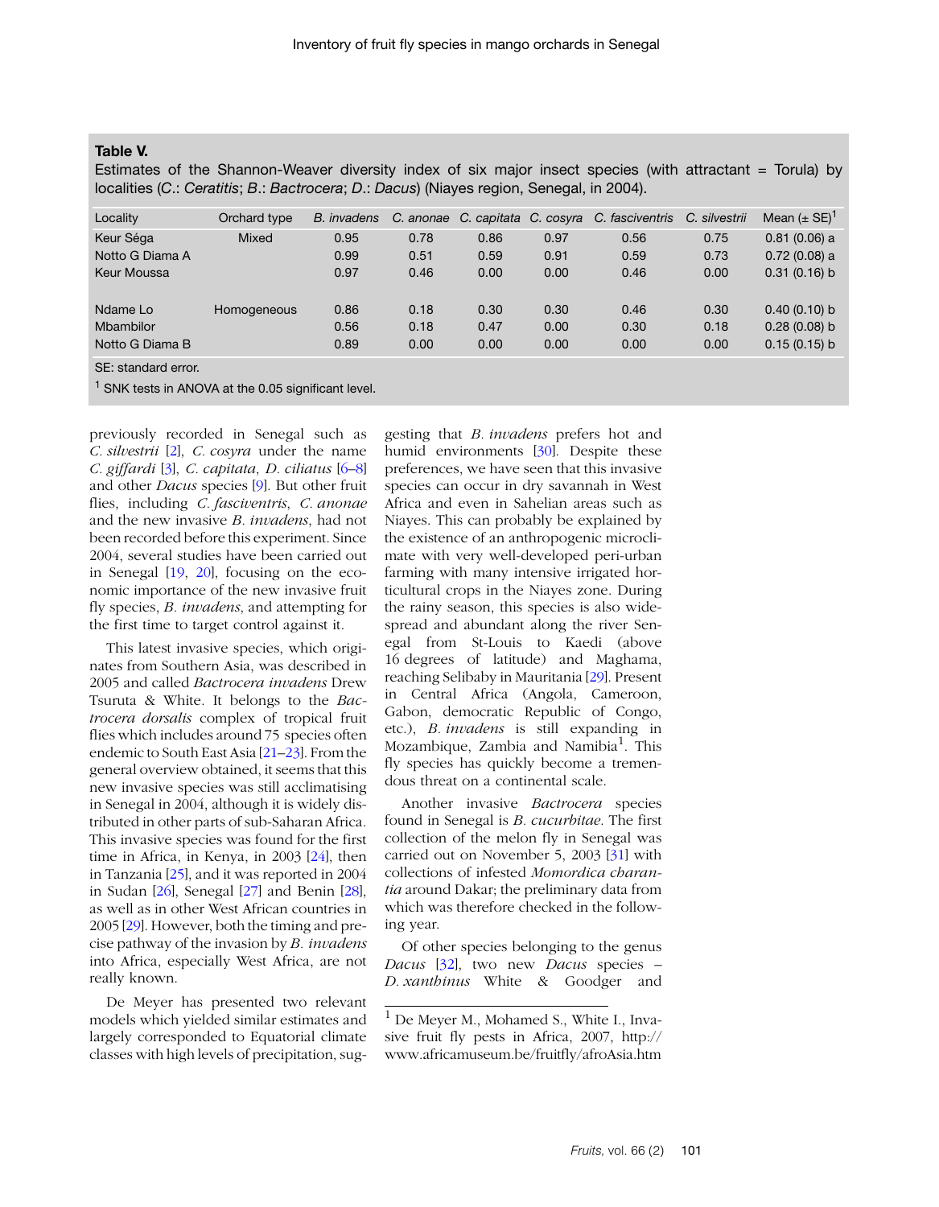**Table V.**
Estimates of the Shannon-Weaver diversity index of six major insect species (with attractant = Torula) by localities (*C.*: *Ceratitis*; *B.*: *Bactrocera*; *D.*: *Dacus*) (Niayes region, Senegal, in 2004).

| Locality | Orchard type | *B. invadens* | *C. anonae* | *C. capitata* | *C. cosyra* | *C. fasciventris* | *C. silvestrii* | Mean (± SE)[1] |
|---|---|---|---|---|---|---|---|---|
| Keur Séga | Mixed | 0.95 | 0.78 | 0.86 | 0.97 | 0.56 | 0.75 | 0.81 (0.06) a |
| Notto G Diama A | | 0.99 | 0.51 | 0.59 | 0.91 | 0.59 | 0.73 | 0.72 (0.08) a |
| Keur Moussa | | 0.97 | 0.46 | 0.00 | 0.00 | 0.46 | 0.00 | 0.31 (0.16) b |
| Ndame Lo | Homogeneous | 0.86 | 0.18 | 0.30 | 0.30 | 0.46 | 0.30 | 0.40 (0.10) b |
| Mbambilor | | 0.56 | 0.18 | 0.47 | 0.00 | 0.30 | 0.18 | 0.28 (0.08) b |
| Notto G Diama B | | 0.89 | 0.00 | 0.00 | 0.00 | 0.00 | 0.00 | 0.15 (0.15) b |

SE: standard error.

[1] SNK tests in ANOVA at the 0.05 significant level.

previously recorded in Senegal such as *C. silvestrii* [2], *C. cosyra* under the name *C. giffardi* [3], *C. capitata*, *D. ciliatus* [6–8] and other *Dacus* species [9]. But other fruit flies, including *C. fasciventris*, *C. anonae* and the new invasive *B. invadens*, had not been recorded before this experiment. Since 2004, several studies have been carried out in Senegal [19, 20], focusing on the economic importance of the new invasive fruit fly species, *B. invadens*, and attempting for the first time to target control against it.

This latest invasive species, which originates from Southern Asia, was described in 2005 and called *Bactrocera invadens* Drew Tsuruta & White. It belongs to the *Bactrocera dorsalis* complex of tropical fruit flies which includes around 75 species often endemic to South East Asia [21–23]. From the general overview obtained, it seems that this new invasive species was still acclimatising in Senegal in 2004, although it is widely distributed in other parts of sub-Saharan Africa. This invasive species was found for the first time in Africa, in Kenya, in 2003 [24], then in Tanzania [25], and it was reported in 2004 in Sudan [26], Senegal [27] and Benin [28], as well as in other West African countries in 2005 [29]. However, both the timing and precise pathway of the invasion by *B. invadens* into Africa, especially West Africa, are not really known.

De Meyer has presented two relevant models which yielded similar estimates and largely corresponded to Equatorial climate classes with high levels of precipitation, suggesting that *B. invadens* prefers hot and humid environments [30]. Despite these preferences, we have seen that this invasive species can occur in dry savannah in West Africa and even in Sahelian areas such as Niayes. This can probably be explained by the existence of an anthropogenic microclimate with very well-developed peri-urban farming with many intensive irrigated horticultural crops in the Niayes zone. During the rainy season, this species is also widespread and abundant along the river Senegal from St-Louis to Kaedi (above 16 degrees of latitude) and Maghama, reaching Selibaby in Mauritania [29]. Present in Central Africa (Angola, Cameroon, Gabon, democratic Republic of Congo, etc.), *B. invadens* is still expanding in Mozambique, Zambia and Namibia[1]. This fly species has quickly become a tremendous threat on a continental scale.

Another invasive *Bactrocera* species found in Senegal is *B. cucurbitae*. The first collection of the melon fly in Senegal was carried out on November 5, 2003 [31] with collections of infested *Momordica charantia* around Dakar; the preliminary data from which was therefore checked in the following year.

Of other species belonging to the genus *Dacus* [32], two new *Dacus* species – *D. xanthinus* White & Goodger and

[1] De Meyer M., Mohamed S., White I., Invasive fruit fly pests in Africa, 2007, http://www.africamuseum.be/fruitfly/afroAsia.htm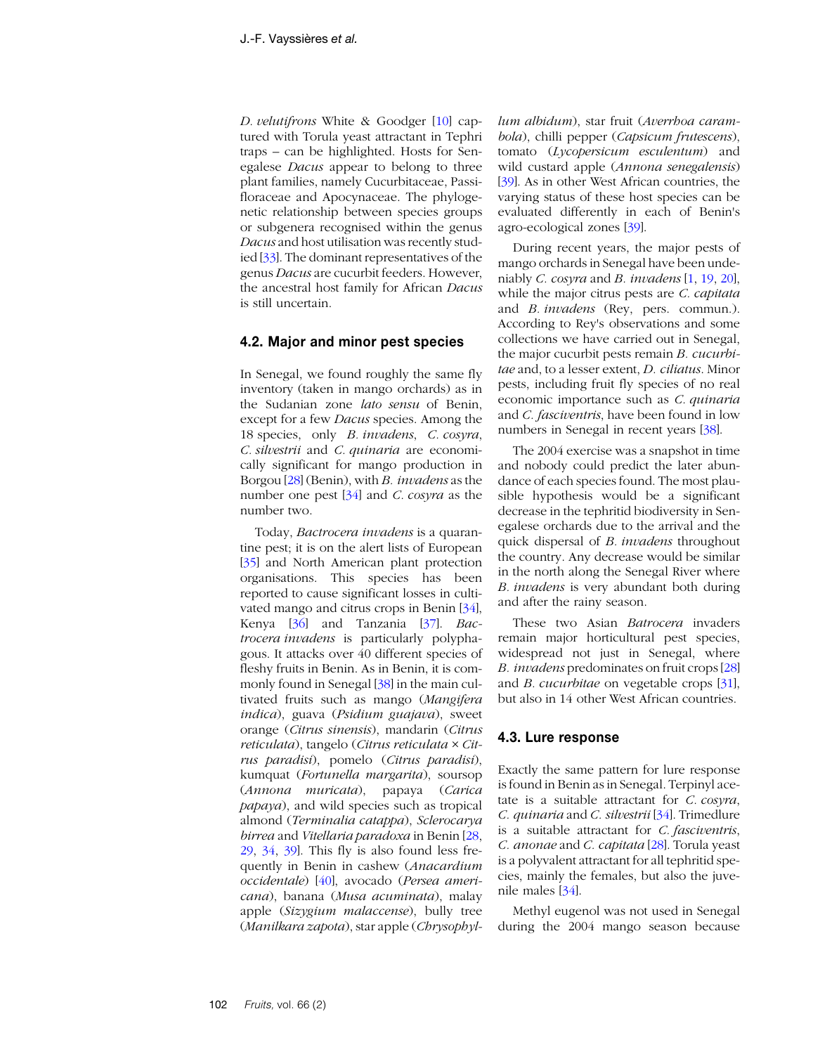*D. velutifrons* White & Goodger [10] captured with Torula yeast attractant in Tephri traps – can be highlighted. Hosts for Senegalese *Dacus* appear to belong to three plant families, namely Cucurbitaceae, Passifloraceae and Apocynaceae. The phylogenetic relationship between species groups or subgenera recognised within the genus *Dacus* and host utilisation was recently studied [33]. The dominant representatives of the genus *Dacus* are cucurbit feeders. However, the ancestral host family for African *Dacus* is still uncertain.

## 4.2. Major and minor pest species

In Senegal, we found roughly the same fly inventory (taken in mango orchards) as in the Sudanian zone *lato sensu* of Benin, except for a few *Dacus* species. Among the 18 species, only *B. invadens*, *C. cosyra*, *C. silvestrii* and *C. quinaria* are economically significant for mango production in Borgou [28] (Benin), with *B. invadens* as the number one pest [34] and *C. cosyra* as the number two.

Today, *Bactrocera invadens* is a quarantine pest; it is on the alert lists of European [35] and North American plant protection organisations. This species has been reported to cause significant losses in cultivated mango and citrus crops in Benin [34], Kenya [36] and Tanzania [37]. *Bactrocera invadens* is particularly polyphagous. It attacks over 40 different species of fleshy fruits in Benin. As in Benin, it is commonly found in Senegal [38] in the main cultivated fruits such as mango (*Mangifera indica*), guava (*Psidium guajava*), sweet orange (*Citrus sinensis*), mandarin (*Citrus reticulata*), tangelo (*Citrus reticulata* × *Citrus paradisi*), pomelo (*Citrus paradisi*), kumquat (*Fortunella margarita*), soursop (*Annona muricata*), papaya (*Carica papaya*), and wild species such as tropical almond (*Terminalia catappa*), *Sclerocarya birrea* and *Vitellaria paradoxa* in Benin [28, 29, 34, 39]. This fly is also found less frequently in Benin in cashew (*Anacardium occidentale*) [40], avocado (*Persea americana*), banana (*Musa acuminata*), malay apple (*Sizygium malaccense*), bully tree (*Manilkara zapota*), star apple (*Chrysophyllum albidum*), star fruit (*Averrhoa carambola*), chilli pepper (*Capsicum frutescens*), tomato (*Lycopersicum esculentum*) and wild custard apple (*Annona senegalensis*) [39]. As in other West African countries, the varying status of these host species can be evaluated differently in each of Benin's agro-ecological zones [39].

During recent years, the major pests of mango orchards in Senegal have been undeniably *C. cosyra* and *B. invadens* [1, 19, 20], while the major citrus pests are *C. capitata* and *B. invadens* (Rey, pers. commun.). According to Rey's observations and some collections we have carried out in Senegal, the major cucurbit pests remain *B. cucurbitae* and, to a lesser extent, *D. ciliatus*. Minor pests, including fruit fly species of no real economic importance such as *C. quinaria* and *C. fasciventris*, have been found in low numbers in Senegal in recent years [38].

The 2004 exercise was a snapshot in time and nobody could predict the later abundance of each species found. The most plausible hypothesis would be a significant decrease in the tephritid biodiversity in Senegalese orchards due to the arrival and the quick dispersal of *B. invadens* throughout the country. Any decrease would be similar in the north along the Senegal River where *B. invadens* is very abundant both during and after the rainy season.

These two Asian *Batrocera* invaders remain major horticultural pest species, widespread not just in Senegal, where *B. invadens* predominates on fruit crops [28] and *B. cucurbitae* on vegetable crops [31], but also in 14 other West African countries.

## 4.3. Lure response

Exactly the same pattern for lure response is found in Benin as in Senegal. Terpinyl acetate is a suitable attractant for *C. cosyra*, *C. quinaria* and *C. silvestrii* [34]. Trimedlure is a suitable attractant for *C. fasciventris*, *C. anonae* and *C. capitata* [28]. Torula yeast is a polyvalent attractant for all tephritid species, mainly the females, but also the juvenile males [34].

Methyl eugenol was not used in Senegal during the 2004 mango season because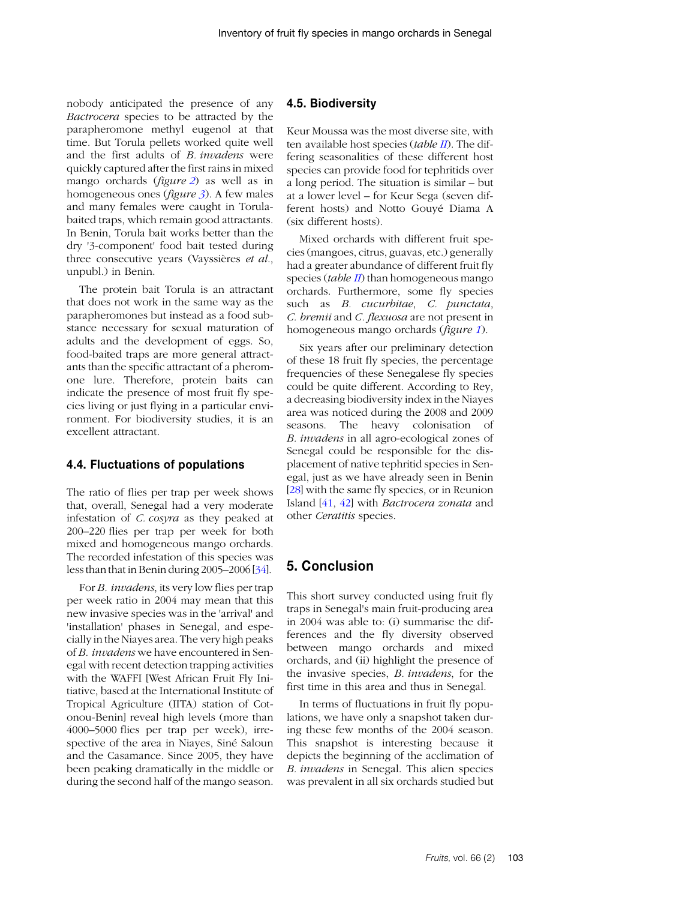nobody anticipated the presence of any *Bactrocera* species to be attracted by the parapheromone methyl eugenol at that time. But Torula pellets worked quite well and the first adults of *B. invadens* were quickly captured after the first rains in mixed mango orchards (*figure 2*) as well as in homogeneous ones (*figure 3*). A few males and many females were caught in Torula-baited traps, which remain good attractants. In Benin, Torula bait works better than the dry '3-component' food bait tested during three consecutive years (Vayssières *et al.*, unpubl.) in Benin.

The protein bait Torula is an attractant that does not work in the same way as the parapheromones but instead as a food substance necessary for sexual maturation of adults and the development of eggs. So, food-baited traps are more general attractants than the specific attractant of a pheromone lure. Therefore, protein baits can indicate the presence of most fruit fly species living or just flying in a particular environment. For biodiversity studies, it is an excellent attractant.

### 4.4. Fluctuations of populations

The ratio of flies per trap per week shows that, overall, Senegal had a very moderate infestation of *C. cosyra* as they peaked at 200–220 flies per trap per week for both mixed and homogeneous mango orchards. The recorded infestation of this species was less than that in Benin during 2005–2006 [34].

For *B. invadens*, its very low flies per trap per week ratio in 2004 may mean that this new invasive species was in the 'arrival' and 'installation' phases in Senegal, and especially in the Niayes area. The very high peaks of *B. invadens* we have encountered in Senegal with recent detection trapping activities with the WAFFI [West African Fruit Fly Initiative, based at the International Institute of Tropical Agriculture (IITA) station of Cotonou-Benin] reveal high levels (more than 4000–5000 flies per trap per week), irrespective of the area in Niayes, Siné Saloun and the Casamance. Since 2005, they have been peaking dramatically in the middle or during the second half of the mango season.

### 4.5. Biodiversity

Keur Moussa was the most diverse site, with ten available host species (*table II*). The differing seasonalities of these different host species can provide food for tephritids over a long period. The situation is similar – but at a lower level – for Keur Sega (seven different hosts) and Notto Gouyé Diama A (six different hosts).

Mixed orchards with different fruit species (mangoes, citrus, guavas, etc.) generally had a greater abundance of different fruit fly species (*table II*) than homogeneous mango orchards. Furthermore, some fly species such as *B. cucurbitae*, *C. punctata*, *C. bremii* and *C. flexuosa* are not present in homogeneous mango orchards (*figure 1*).

Six years after our preliminary detection of these 18 fruit fly species, the percentage frequencies of these Senegalese fly species could be quite different. According to Rey, a decreasing biodiversity index in the Niayes area was noticed during the 2008 and 2009 seasons. The heavy colonisation of *B. invadens* in all agro-ecological zones of Senegal could be responsible for the displacement of native tephritid species in Senegal, just as we have already seen in Benin [28] with the same fly species, or in Reunion Island [41, 42] with *Bactrocera zonata* and other *Ceratitis* species.

## 5. Conclusion

This short survey conducted using fruit fly traps in Senegal's main fruit-producing area in 2004 was able to: (i) summarise the differences and the fly diversity observed between mango orchards and mixed orchards, and (ii) highlight the presence of the invasive species, *B. invadens*, for the first time in this area and thus in Senegal.

In terms of fluctuations in fruit fly populations, we have only a snapshot taken during these few months of the 2004 season. This snapshot is interesting because it depicts the beginning of the acclimation of *B. invadens* in Senegal. This alien species was prevalent in all six orchards studied but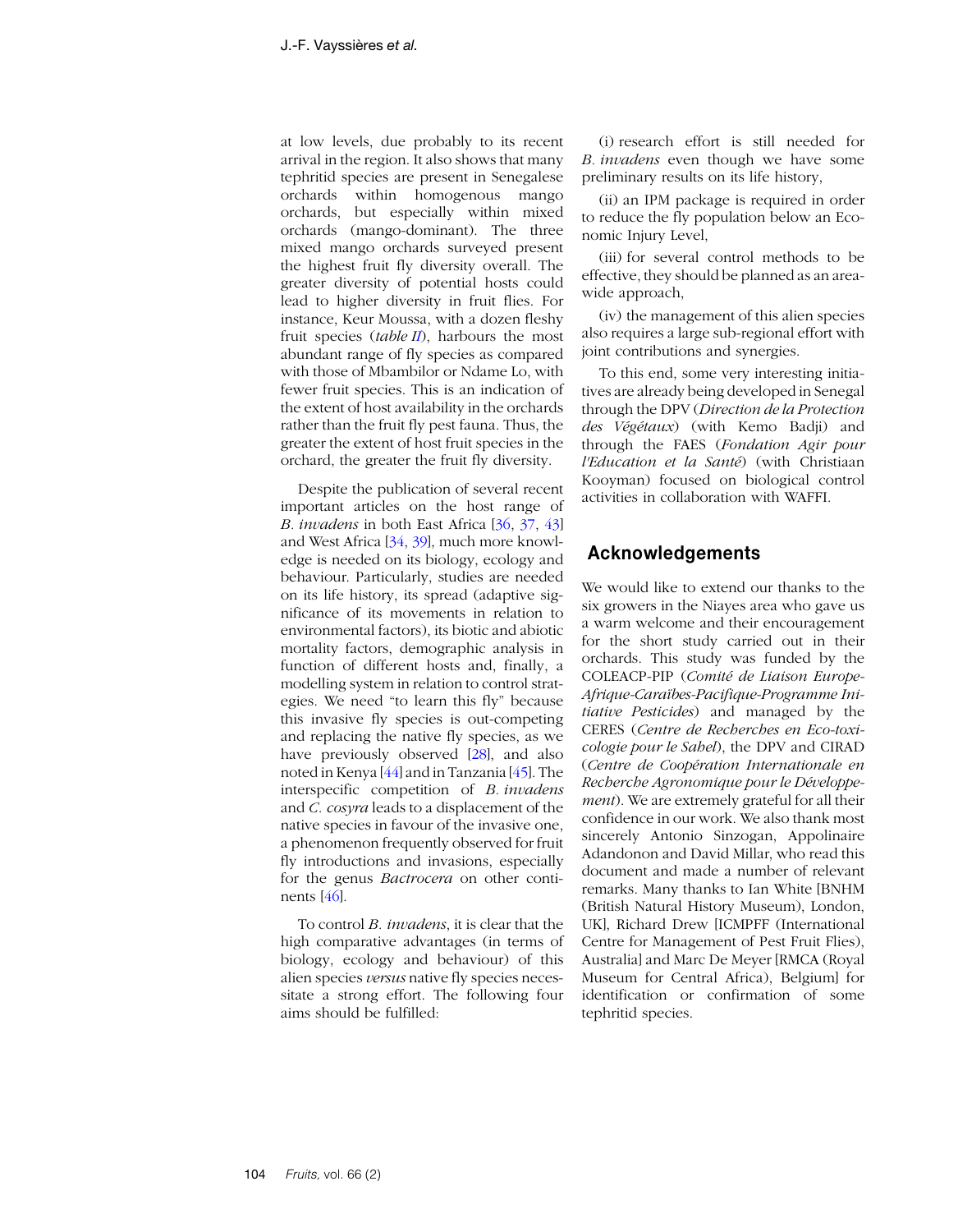at low levels, due probably to its recent arrival in the region. It also shows that many tephritid species are present in Senegalese orchards within homogenous mango orchards, but especially within mixed orchards (mango-dominant). The three mixed mango orchards surveyed present the highest fruit fly diversity overall. The greater diversity of potential hosts could lead to higher diversity in fruit flies. For instance, Keur Moussa, with a dozen fleshy fruit species (*table II*), harbours the most abundant range of fly species as compared with those of Mbambilor or Ndame Lo, with fewer fruit species. This is an indication of the extent of host availability in the orchards rather than the fruit fly pest fauna. Thus, the greater the extent of host fruit species in the orchard, the greater the fruit fly diversity.

Despite the publication of several recent important articles on the host range of *B. invadens* in both East Africa [36, 37, 43] and West Africa [34, 39], much more knowledge is needed on its biology, ecology and behaviour. Particularly, studies are needed on its life history, its spread (adaptive significance of its movements in relation to environmental factors), its biotic and abiotic mortality factors, demographic analysis in function of different hosts and, finally, a modelling system in relation to control strategies. We need "to learn this fly" because this invasive fly species is out-competing and replacing the native fly species, as we have previously observed [28], and also noted in Kenya [44] and in Tanzania [45]. The interspecific competition of *B. invadens* and *C. cosyra* leads to a displacement of the native species in favour of the invasive one, a phenomenon frequently observed for fruit fly introductions and invasions, especially for the genus *Bactrocera* on other continents [46].

To control *B. invadens*, it is clear that the high comparative advantages (in terms of biology, ecology and behaviour) of this alien species *versus* native fly species necessitate a strong effort. The following four aims should be fulfilled:

(i) research effort is still needed for *B. invadens* even though we have some preliminary results on its life history,

(ii) an IPM package is required in order to reduce the fly population below an Economic Injury Level,

(iii) for several control methods to be effective, they should be planned as an area-wide approach,

(iv) the management of this alien species also requires a large sub-regional effort with joint contributions and synergies.

To this end, some very interesting initiatives are already being developed in Senegal through the DPV (*Direction de la Protection des Végétaux*) (with Kemo Badji) and through the FAES (*Fondation Agir pour l'Education et la Santé*) (with Christiaan Kooyman) focused on biological control activities in collaboration with WAFFI.

## Acknowledgements

We would like to extend our thanks to the six growers in the Niayes area who gave us a warm welcome and their encouragement for the short study carried out in their orchards. This study was funded by the COLEACP-PIP (*Comité de Liaison Europe-Afrique-Caraïbes-Pacifique-Programme Initiative Pesticides*) and managed by the CERES (*Centre de Recherches en Eco-toxicologie pour le Sahel*), the DPV and CIRAD (*Centre de Coopération Internationale en Recherche Agronomique pour le Développement*). We are extremely grateful for all their confidence in our work. We also thank most sincerely Antonio Sinzogan, Appolinaire Adandonon and David Millar, who read this document and made a number of relevant remarks. Many thanks to Ian White [BNHM (British Natural History Museum), London, UK], Richard Drew [ICMPFF (International Centre for Management of Pest Fruit Flies), Australia] and Marc De Meyer [RMCA (Royal Museum for Central Africa), Belgium] for identification or confirmation of some tephritid species.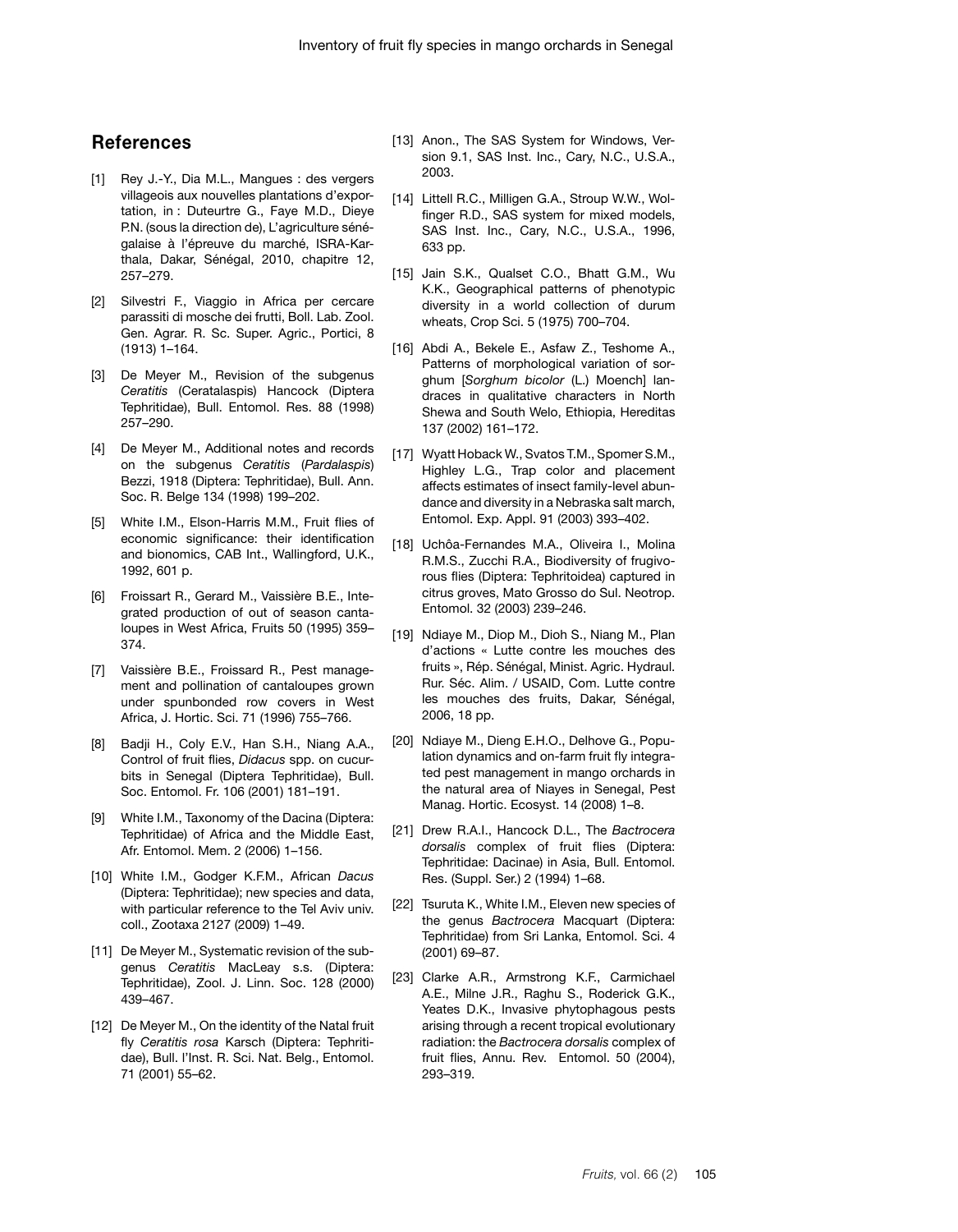## References

[1] Rey J.-Y., Dia M.L., Mangues : des vergers villageois aux nouvelles plantations d'exportation, in : Duteurtre G., Faye M.D., Dieye P.N. (sous la direction de), L'agriculture sénégalaise à l'épreuve du marché, ISRA-Karthala, Dakar, Sénégal, 2010, chapitre 12, 257–279.

[2] Silvestri F., Viaggio in Africa per cercare parassiti di mosche dei frutti, Boll. Lab. Zool. Gen. Agrar. R. Sc. Super. Agric., Portici, 8 (1913) 1–164.

[3] De Meyer M., Revision of the subgenus *Ceratitis* (Ceratalaspis) Hancock (Diptera Tephritidae), Bull. Entomol. Res. 88 (1998) 257–290.

[4] De Meyer M., Additional notes and records on the subgenus *Ceratitis* (*Pardalaspis*) Bezzi, 1918 (Diptera: Tephritidae), Bull. Ann. Soc. R. Belge 134 (1998) 199–202.

[5] White I.M., Elson-Harris M.M., Fruit flies of economic significance: their identification and bionomics, CAB Int., Wallingford, U.K., 1992, 601 p.

[6] Froissart R., Gerard M., Vaissière B.E., Integrated production of out of season cantaloupes in West Africa, Fruits 50 (1995) 359–374.

[7] Vaissière B.E., Froissard R., Pest management and pollination of cantaloupes grown under spunbonded row covers in West Africa, J. Hortic. Sci. 71 (1996) 755–766.

[8] Badji H., Coly E.V., Han S.H., Niang A.A., Control of fruit flies, *Didacus* spp. on cucurbits in Senegal (Diptera Tephritidae), Bull. Soc. Entomol. Fr. 106 (2001) 181–191.

[9] White I.M., Taxonomy of the Dacina (Diptera: Tephritidae) of Africa and the Middle East, Afr. Entomol. Mem. 2 (2006) 1–156.

[10] White I.M., Godger K.F.M., African *Dacus* (Diptera: Tephritidae); new species and data, with particular reference to the Tel Aviv univ. coll., Zootaxa 2127 (2009) 1–49.

[11] De Meyer M., Systematic revision of the subgenus *Ceratitis* MacLeay s.s. (Diptera: Tephritidae), Zool. J. Linn. Soc. 128 (2000) 439–467.

[12] De Meyer M., On the identity of the Natal fruit fly *Ceratitis rosa* Karsch (Diptera: Tephritidae), Bull. l'Inst. R. Sci. Nat. Belg., Entomol. 71 (2001) 55–62.

[13] Anon., The SAS System for Windows, Version 9.1, SAS Inst. Inc., Cary, N.C., U.S.A., 2003.

[14] Littell R.C., Milligen G.A., Stroup W.W., Wolfinger R.D., SAS system for mixed models, SAS Inst. Inc., Cary, N.C., U.S.A., 1996, 633 pp.

[15] Jain S.K., Qualset C.O., Bhatt G.M., Wu K.K., Geographical patterns of phenotypic diversity in a world collection of durum wheats, Crop Sci. 5 (1975) 700–704.

[16] Abdi A., Bekele E., Asfaw Z., Teshome A., Patterns of morphological variation of sorghum [*Sorghum bicolor* (L.) Moench] landraces in qualitative characters in North Shewa and South Welo, Ethiopia, Hereditas 137 (2002) 161–172.

[17] Wyatt Hoback W., Svatos T.M., Spomer S.M., Highley L.G., Trap color and placement affects estimates of insect family-level abundance and diversity in a Nebraska salt march, Entomol. Exp. Appl. 91 (2003) 393–402.

[18] Uchôa-Fernandes M.A., Oliveira I., Molina R.M.S., Zucchi R.A., Biodiversity of frugivorous flies (Diptera: Tephritoidea) captured in citrus groves, Mato Grosso do Sul. Neotrop. Entomol. 32 (2003) 239–246.

[19] Ndiaye M., Diop M., Dioh S., Niang M., Plan d'actions « Lutte contre les mouches des fruits », Rép. Sénégal, Minist. Agric. Hydraul. Rur. Séc. Alim. / USAID, Com. Lutte contre les mouches des fruits, Dakar, Sénégal, 2006, 18 pp.

[20] Ndiaye M., Dieng E.H.O., Delhove G., Population dynamics and on-farm fruit fly integrated pest management in mango orchards in the natural area of Niayes in Senegal, Pest Manag. Hortic. Ecosyst. 14 (2008) 1–8.

[21] Drew R.A.I., Hancock D.L., The *Bactrocera dorsalis* complex of fruit flies (Diptera: Tephritidae: Dacinae) in Asia, Bull. Entomol. Res. (Suppl. Ser.) 2 (1994) 1–68.

[22] Tsuruta K., White I.M., Eleven new species of the genus *Bactrocera* Macquart (Diptera: Tephritidae) from Sri Lanka, Entomol. Sci. 4 (2001) 69–87.

[23] Clarke A.R., Armstrong K.F., Carmichael A.E., Milne J.R., Raghu S., Roderick G.K., Yeates D.K., Invasive phytophagous pests arising through a recent tropical evolutionary radiation: the *Bactrocera dorsalis* complex of fruit flies, Annu. Rev. Entomol. 50 (2004), 293–319.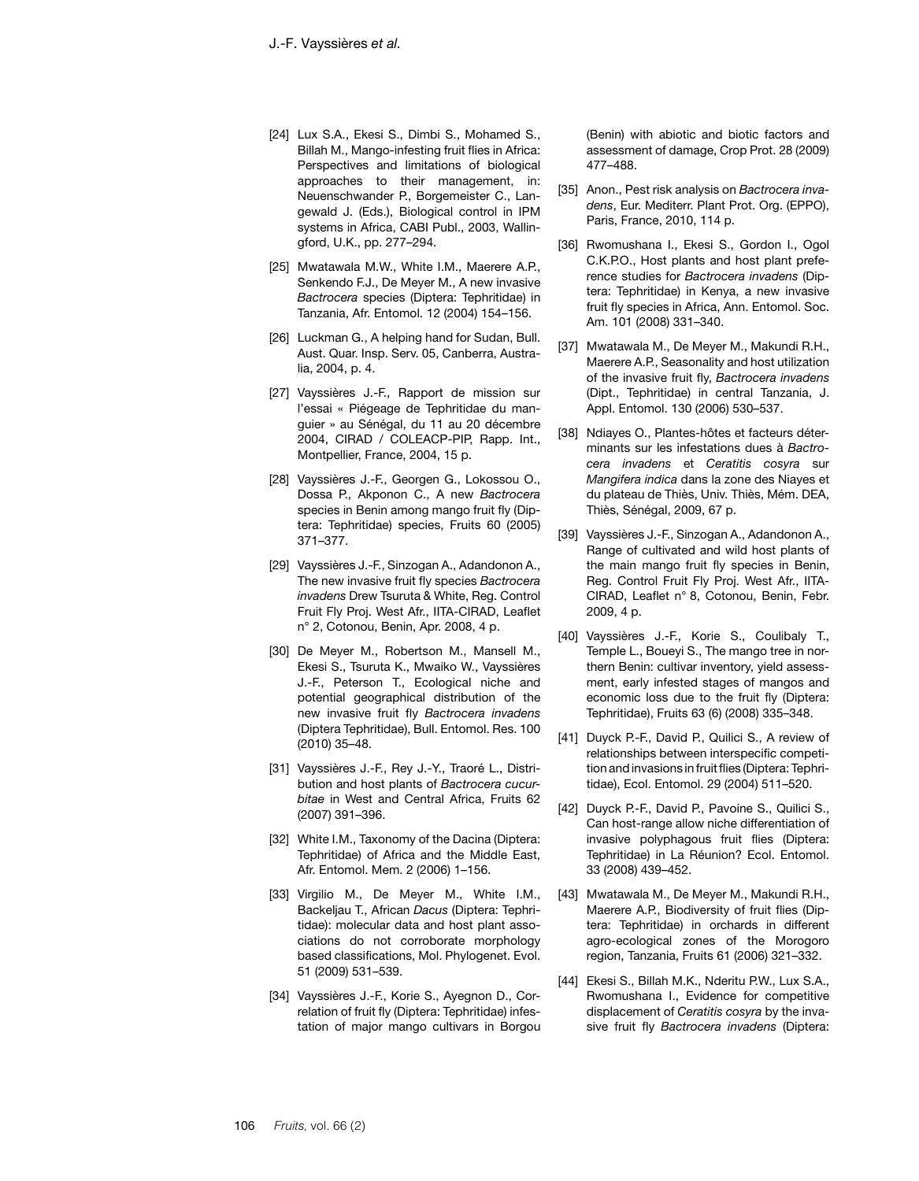[24] Lux S.A., Ekesi S., Dimbi S., Mohamed S., Billah M., Mango-infesting fruit flies in Africa: Perspectives and limitations of biological approaches to their management, in: Neuenschwander P., Borgemeister C., Langewald J. (Eds.), Biological control in IPM systems in Africa, CABI Publ., 2003, Wallingford, U.K., pp. 277–294.

[25] Mwatawala M.W., White I.M., Maerere A.P., Senkendo F.J., De Meyer M., A new invasive *Bactrocera* species (Diptera: Tephritidae) in Tanzania, Afr. Entomol. 12 (2004) 154–156.

[26] Luckman G., A helping hand for Sudan, Bull. Aust. Quar. Insp. Serv. 05, Canberra, Australia, 2004, p. 4.

[27] Vayssières J.-F., Rapport de mission sur l'essai « Piégeage de Tephritidae du manguier » au Sénégal, du 11 au 20 décembre 2004, CIRAD / COLEACP-PIP, Rapp. Int., Montpellier, France, 2004, 15 p.

[28] Vayssières J.-F., Georgen G., Lokossou O., Dossa P., Akponon C., A new *Bactrocera* species in Benin among mango fruit fly (Diptera: Tephritidae) species, Fruits 60 (2005) 371–377.

[29] Vayssières J.-F., Sinzogan A., Adandonon A., The new invasive fruit fly species *Bactrocera invadens* Drew Tsuruta & White, Reg. Control Fruit Fly Proj. West Afr., IITA-CIRAD, Leaflet n° 2, Cotonou, Benin, Apr. 2008, 4 p.

[30] De Meyer M., Robertson M., Mansell M., Ekesi S., Tsuruta K., Mwaiko W., Vayssières J.-F., Peterson T., Ecological niche and potential geographical distribution of the new invasive fruit fly *Bactrocera invadens* (Diptera Tephritidae), Bull. Entomol. Res. 100 (2010) 35–48.

[31] Vayssières J.-F., Rey J.-Y., Traoré L., Distribution and host plants of *Bactrocera cucurbitae* in West and Central Africa, Fruits 62 (2007) 391–396.

[32] White I.M., Taxonomy of the Dacina (Diptera: Tephritidae) of Africa and the Middle East, Afr. Entomol. Mem. 2 (2006) 1–156.

[33] Virgilio M., De Meyer M., White I.M., Backeljau T., African *Dacus* (Diptera: Tephritidae): molecular data and host plant associations do not corroborate morphology based classifications, Mol. Phylogenet. Evol. 51 (2009) 531–539.

[34] Vayssières J.-F., Korie S., Ayegnon D., Correlation of fruit fly (Diptera: Tephritidae) infestation of major mango cultivars in Borgou (Benin) with abiotic and biotic factors and assessment of damage, Crop Prot. 28 (2009) 477–488.

[35] Anon., Pest risk analysis on *Bactrocera invadens*, Eur. Mediterr. Plant Prot. Org. (EPPO), Paris, France, 2010, 114 p.

[36] Rwomushana I., Ekesi S., Gordon I., Ogol C.K.P.O., Host plants and host plant preference studies for *Bactrocera invadens* (Diptera: Tephritidae) in Kenya, a new invasive fruit fly species in Africa, Ann. Entomol. Soc. Am. 101 (2008) 331–340.

[37] Mwatawala M., De Meyer M., Makundi R.H., Maerere A.P., Seasonality and host utilization of the invasive fruit fly, *Bactrocera invadens* (Dipt., Tephritidae) in central Tanzania, J. Appl. Entomol. 130 (2006) 530–537.

[38] Ndiayes O., Plantes-hôtes et facteurs déterminants sur les infestations dues à *Bactrocera invadens* et *Ceratitis cosyra* sur *Mangifera indica* dans la zone des Niayes et du plateau de Thiès, Univ. Thiès, Mém. DEA, Thiès, Sénégal, 2009, 67 p.

[39] Vayssières J.-F., Sinzogan A., Adandonon A., Range of cultivated and wild host plants of the main mango fruit fly species in Benin, Reg. Control Fruit Fly Proj. West Afr., IITA-CIRAD, Leaflet n° 8, Cotonou, Benin, Febr. 2009, 4 p.

[40] Vayssières J.-F., Korie S., Coulibaly T., Temple L., Boueyi S., The mango tree in northern Benin: cultivar inventory, yield assessment, early infested stages of mangos and economic loss due to the fruit fly (Diptera: Tephritidae), Fruits 63 (6) (2008) 335–348.

[41] Duyck P.-F., David P., Quilici S., A review of relationships between interspecific competition and invasions in fruit flies (Diptera: Tephritidae), Ecol. Entomol. 29 (2004) 511–520.

[42] Duyck P.-F., David P., Pavoine S., Quilici S., Can host-range allow niche differentiation of invasive polyphagous fruit flies (Diptera: Tephritidae) in La Réunion? Ecol. Entomol. 33 (2008) 439–452.

[43] Mwatawala M., De Meyer M., Makundi R.H., Maerere A.P., Biodiversity of fruit flies (Diptera: Tephritidae) in orchards in different agro-ecological zones of the Morogoro region, Tanzania, Fruits 61 (2006) 321–332.

[44] Ekesi S., Billah M.K., Nderitu P.W., Lux S.A., Rwomushana I., Evidence for competitive displacement of *Ceratitis cosyra* by the invasive fruit fly *Bactrocera invadens* (Diptera: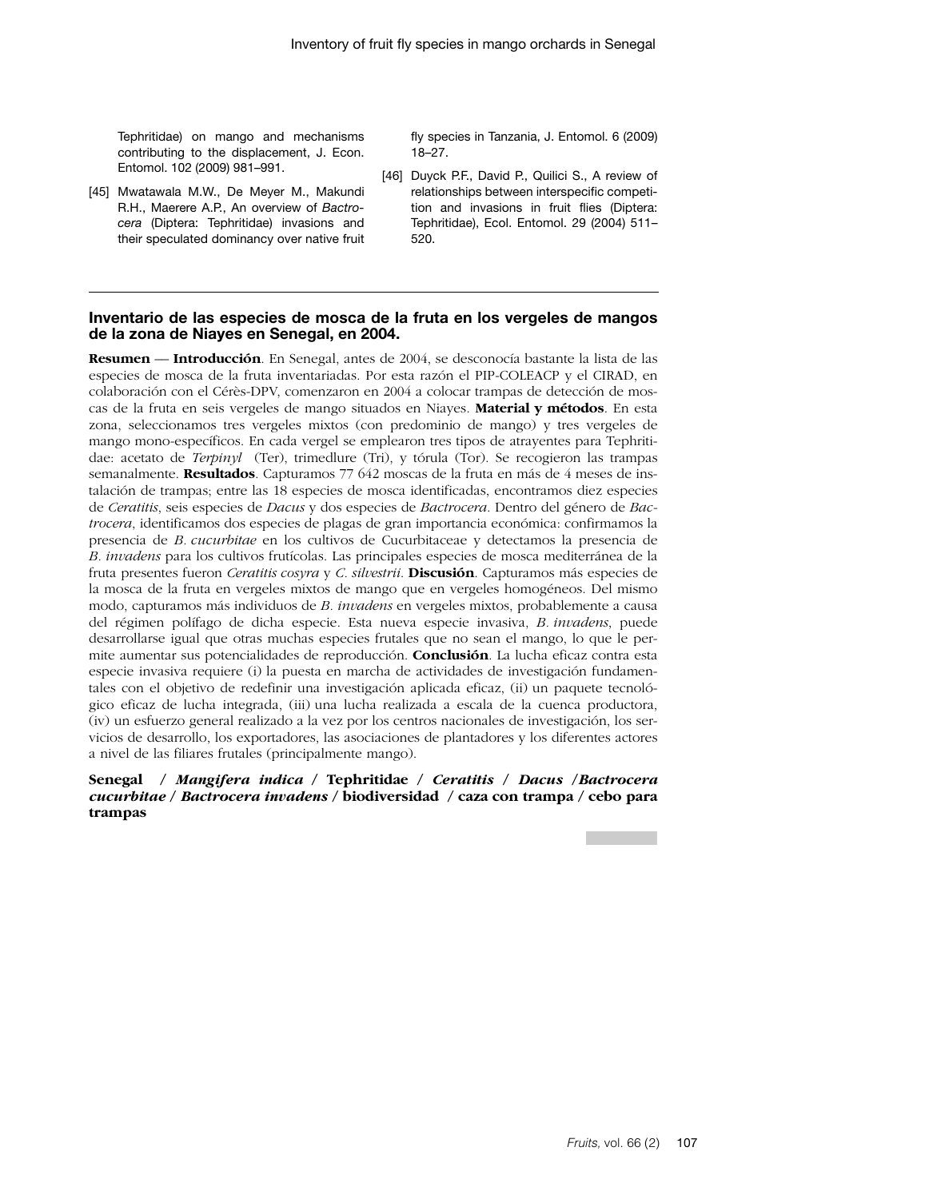Tephritidae) on mango and mechanisms contributing to the displacement, J. Econ. Entomol. 102 (2009) 981–991.

[45] Mwatawala M.W., De Meyer M., Makundi R.H., Maerere A.P., An overview of *Bactrocera* (Diptera: Tephritidae) invasions and their speculated dominancy over native fruit fly species in Tanzania, J. Entomol. 6 (2009) 18–27.

[46] Duyck P.F., David P., Quilici S., A review of relationships between interspecific competition and invasions in fruit flies (Diptera: Tephritidae), Ecol. Entomol. 29 (2004) 511–520.

---

### Inventario de las especies de mosca de la fruta en los vergeles de mangos de la zona de Niayes en Senegal, en 2004.

**Resumen** — **Introducción**. En Senegal, antes de 2004, se desconocía bastante la lista de las especies de mosca de la fruta inventariadas. Por esta razón el PIP-COLEACP y el CIRAD, en colaboración con el Cérès-DPV, comenzaron en 2004 a colocar trampas de detección de moscas de la fruta en seis vergeles de mango situados en Niayes. **Material y métodos**. En esta zona, seleccionamos tres vergeles mixtos (con predominio de mango) y tres vergeles de mango mono-específicos. En cada vergel se emplearon tres tipos de atrayentes para Tephritidae: acetato de *Terpinyl* (Ter), trimedlure (Tri), y tórula (Tor). Se recogieron las trampas semanalmente. **Resultados**. Capturamos 77 642 moscas de la fruta en más de 4 meses de instalación de trampas; entre las 18 especies de mosca identificadas, encontramos diez especies de *Ceratitis*, seis especies de *Dacus* y dos especies de *Bactrocera*. Dentro del género de *Bactrocera*, identificamos dos especies de plagas de gran importancia económica: confirmamos la presencia de *B. cucurbitae* en los cultivos de Cucurbitaceae y detectamos la presencia de *B. invadens* para los cultivos frutícolas. Las principales especies de mosca mediterránea de la fruta presentes fueron *Ceratitis cosyra* y *C. silvestrii*. **Discusión**. Capturamos más especies de la mosca de la fruta en vergeles mixtos de mango que en vergeles homogéneos. Del mismo modo, capturamos más individuos de *B. invadens* en vergeles mixtos, probablemente a causa del régimen polífago de dicha especie. Esta nueva especie invasiva, *B. invadens*, puede desarrollarse igual que otras muchas especies frutales que no sean el mango, lo que le permite aumentar sus potencialidades de reproducción. **Conclusión**. La lucha eficaz contra esta especie invasiva requiere (i) la puesta en marcha de actividades de investigación fundamentales con el objetivo de redefinir una investigación aplicada eficaz, (ii) un paquete tecnológico eficaz de lucha integrada, (iii) una lucha realizada a escala de la cuenca productora, (iv) un esfuerzo general realizado a la vez por los centros nacionales de investigación, los servicios de desarrollo, los exportadores, las asociaciones de plantadores y los diferentes actores a nivel de las filiares frutales (principalmente mango).

**Senegal / *Mangifera indica* / Tephritidae / *Ceratitis* / *Dacus* /*Bactrocera cucurbitae* / *Bactrocera invadens* / biodiversidad / caza con trampa / cebo para trampas**